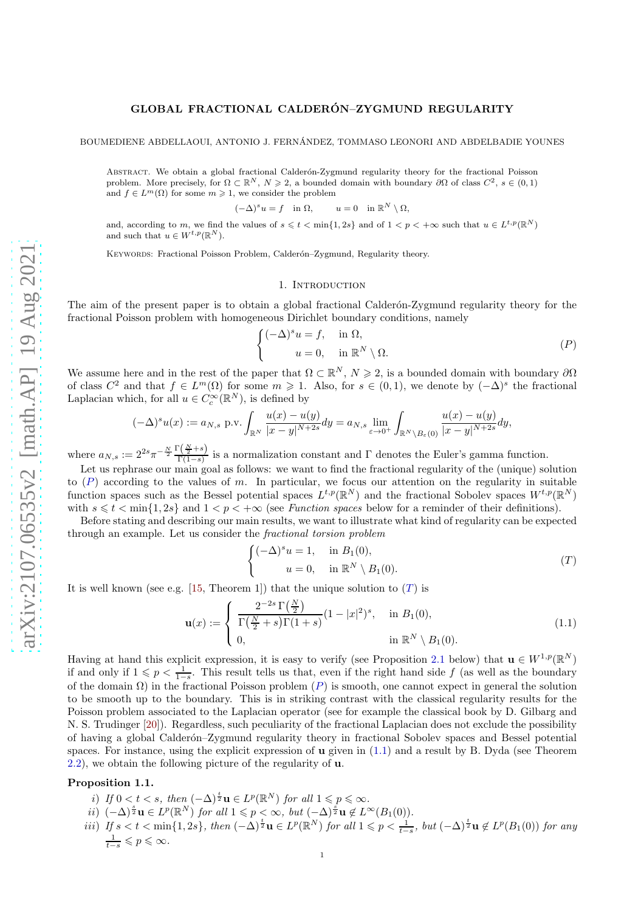# GLOBAL FRACTIONAL CALDERÓN–ZYGMUND REGULARITY

BOUMEDIENE ABDELLAOUI, ANTONIO J. FERNÁNDEZ, TOMMASO LEONORI AND ABDELBADIE YOUNES

Abstract. We obtain a global fractional Calderón-Zygmund regularity theory for the fractional Poisson problem. More precisely, for $\Omega \subset \mathbb{R}^N$, $N \geqslant 2$, a bounded domain with boundary $\partial\Omega$ of class $C^2$, $s \in (0,1)$ and $f \in L^m(\Omega)$ for some $m \geqslant 1$, we consider the problem

$$(-\Delta)^s u = f \quad \text{in } \Omega, \qquad u = 0 \quad \text{in } \mathbb{R}^N \setminus \Omega,$$

and, according to $m$, we find the values of $s \leqslant t < \min\{1, 2s\}$ and of $1 < p < +\infty$ such that $u \in L^{t,p}(\mathbb{R}^N)$ and such that $u \in W^{t,p}(\mathbb{R}^N)$.

Keywords: Fractional Poisson Problem, Calderón–Zygmund, Regularity theory.

## 1. Introduction

The aim of the present paper is to obtain a global fractional Calderón-Zygmund regularity theory for the fractional Poisson problem with homogeneous Dirichlet boundary conditions, namely

$$\begin{cases} (-\Delta)^s u = f, & \text{in } \Omega, \\ \qquad u = 0, & \text{in } \mathbb{R}^N \setminus \Omega. \end{cases} \tag{$P$}$$

We assume here and in the rest of the paper that $\Omega \subset \mathbb{R}^N$, $N \geqslant 2$, is a bounded domain with boundary $\partial\Omega$ of class $C^2$ and that $f \in L^m(\Omega)$ for some $m \geqslant 1$. Also, for $s \in (0,1)$, we denote by $(-\Delta)^s$ the fractional Laplacian which, for all $u \in C_c^\infty(\mathbb{R}^N)$, is defined by

$$(-\Delta)^s u(x) := a_{N,s} \text{ p.v.} \int_{\mathbb{R}^N} \frac{u(x)-u(y)}{|x-y|^{N+2s}} dy = a_{N,s} \lim_{\varepsilon \to 0^+} \int_{\mathbb{R}^N \setminus B_\varepsilon(0)} \frac{u(x)-u(y)}{|x-y|^{N+2s}} dy,$$

where $a_{N,s} := 2^{2s} \pi^{-\frac{N}{2}} \frac{\Gamma\left(\frac{N}{2}+s\right)}{\Gamma(1-s)}$ is a normalization constant and $\Gamma$ denotes the Euler's gamma function.

Let us rephrase our main goal as follows: we want to find the fractional regularity of the (unique) solution to ($P$) according to the values of $m$. In particular, we focus our attention on the regularity in suitable function spaces such as the Bessel potential spaces $L^{t,p}(\mathbb{R}^N)$ and the fractional Sobolev spaces $W^{t,p}(\mathbb{R}^N)$ with $s \leqslant t < \min\{1, 2s\}$ and $1 < p < +\infty$ (see *Function spaces* below for a reminder of their definitions).

Before stating and describing our main results, we want to illustrate what kind of regularity can be expected through an example. Let us consider the *fractional torsion problem*

$$\begin{cases} (-\Delta)^s u = 1, & \text{in } B_1(0), \\ \qquad u = 0, & \text{in } \mathbb{R}^N \setminus B_1(0). \end{cases} \tag{$T$}$$

It is well known (see e.g. [15, Theorem 1]) that the unique solution to ($T$) is

$$\mathbf{u}(x) := \begin{cases} \dfrac{2^{-2s}\,\Gamma\left(\frac{N}{2}\right)}{\Gamma\left(\frac{N}{2}+s\right)\Gamma(1+s)} (1-|x|^2)^s, & \text{in } B_1(0), \\ 0, & \text{in } \mathbb{R}^N \setminus B_1(0). \end{cases} \tag{1.1}$$

Having at hand this explicit expression, it is easy to verify (see Proposition 2.1 below) that $\mathbf{u} \in W^{1,p}(\mathbb{R}^N)$ if and only if $1 \leqslant p < \frac{1}{1-s}$. This result tells us that, even if the right hand side $f$ (as well as the boundary of the domain $\Omega$) in the fractional Poisson problem ($P$) is smooth, one cannot expect in general the solution to be smooth up to the boundary. This is in striking contrast with the classical regularity results for the Poisson problem associated to the Laplacian operator (see for example the classical book by D. Gilbarg and N. S. Trudinger [20]). Regardless, such peculiarity of the fractional Laplacian does not exclude the possibility of having a global Calderón–Zygmund regularity theory in fractional Sobolev spaces and Bessel potential spaces. For instance, using the explicit expression of $\mathbf{u}$ given in (1.1) and a result by B. Dyda (see Theorem 2.2), we obtain the following picture of the regularity of $\mathbf{u}$.

**Proposition 1.1.**

*i) If $0 < t < s$, then $(-\Delta)^{\frac{t}{2}} \mathbf{u} \in L^p(\mathbb{R}^N)$ for all $1 \leqslant p \leqslant \infty$.*

*ii) $(-\Delta)^{\frac{s}{2}} \mathbf{u} \in L^p(\mathbb{R}^N)$ for all $1 \leqslant p < \infty$, but $(-\Delta)^{\frac{s}{2}} \mathbf{u} \notin L^\infty(B_1(0))$.*

*iii) If $s < t < \min\{1, 2s\}$, then $(-\Delta)^{\frac{t}{2}} \mathbf{u} \in L^p(\mathbb{R}^N)$ for all $1 \leqslant p < \frac{1}{t-s}$, but $(-\Delta)^{\frac{t}{2}} \mathbf{u} \notin L^p(B_1(0))$ for any $\frac{1}{t-s} \leqslant p \leqslant \infty$.*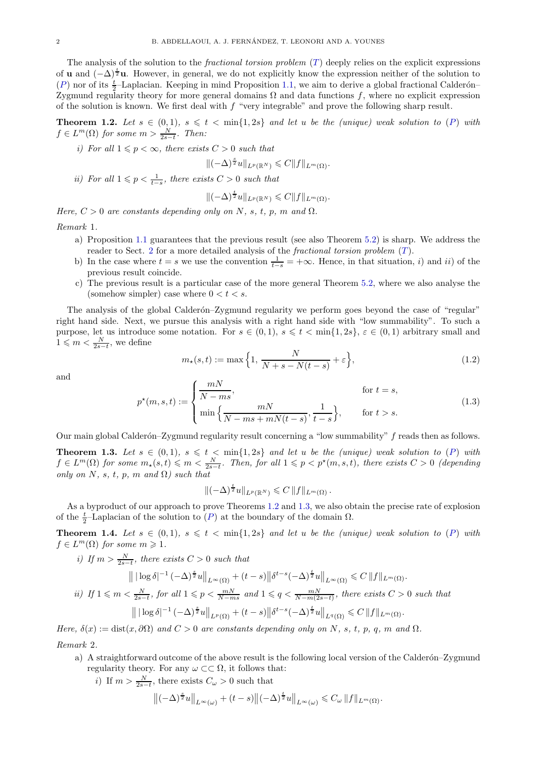The analysis of the solution to the *fractional torsion problem* ($T$) deeply relies on the explicit expressions of $\mathbf{u}$ and $(-\Delta)^{\frac{t}{2}}\mathbf{u}$. However, in general, we do not explicitly know the expression neither of the solution to ($P$) nor of its $\frac{t}{2}$–Laplacian. Keeping in mind Proposition 1.1, we aim to derive a global fractional Calderón–Zygmund regularity theory for more general domains $\Omega$ and data functions $f$, where no explicit expression of the solution is known. We first deal with $f$ "very integrable" and prove the following sharp result.

**Theorem 1.2.** *Let $s \in (0,1)$, $s \leqslant t < \min\{1, 2s\}$ and let $u$ be the (unique) weak solution to ($P$) with $f \in L^m(\Omega)$ for some $m > \frac{N}{2s-t}$. Then:*

*i) For all $1 \leqslant p < \infty$, there exists $C > 0$ such that*

$$\|(-\Delta)^{\frac{s}{2}} u\|_{L^p(\mathbb{R}^N)} \leqslant C\|f\|_{L^m(\Omega)}.$$

*ii) For all $1 \leqslant p < \frac{1}{t-s}$, there exists $C > 0$ such that*

$$\|(-\Delta)^{\frac{t}{2}} u\|_{L^p(\mathbb{R}^N)} \leqslant C\|f\|_{L^m(\Omega)}.$$

*Here, $C > 0$ are constants depending only on $N$, $s$, $t$, $p$, $m$ and $\Omega$.*

*Remark* 1.

a) Proposition 1.1 guarantees that the previous result (see also Theorem 5.2) is sharp. We address the reader to Sect. 2 for a more detailed analysis of the *fractional torsion problem* ($T$).

b) In the case where $t = s$ we use the convention $\frac{1}{t-s} = +\infty$. Hence, in that situation, $i)$ and $ii)$ of the previous result coincide.

c) The previous result is a particular case of the more general Theorem 5.2, where we also analyse the (somehow simpler) case where $0 < t < s$.

The analysis of the global Calderón–Zygmund regularity we perform goes beyond the case of "regular" right hand side. Next, we pursue this analysis with a right hand side with "low summability". To such a purpose, let us introduce some notation. For $s \in (0,1)$, $s \leqslant t < \min\{1, 2s\}$, $\varepsilon \in (0,1)$ arbitrary small and $1 \leqslant m < \frac{N}{2s-t}$, we define

$$m_\star(s,t) := \max\Big\{1,\, \frac{N}{N + s - N(t-s)} + \varepsilon\Big\}, \tag{1.2}$$

and

$$p^\star(m,s,t) := \begin{cases} \dfrac{mN}{N-ms}, & \text{for } t = s, \\[2ex] \min\Big\{\dfrac{mN}{N-ms+mN(t-s)}, \dfrac{1}{t-s}\Big\}, & \text{for } t > s. \end{cases} \tag{1.3}$$

Our main global Calderón–Zygmund regularity result concerning a "low summability" $f$ reads then as follows.

**Theorem 1.3.** *Let $s \in (0,1)$, $s \leqslant t < \min\{1, 2s\}$ and let $u$ be the (unique) weak solution to ($P$) with $f \in L^m(\Omega)$ for some $m_\star(s,t) \leqslant m < \frac{N}{2s-t}$. Then, for all $1 \leqslant p < p^\star(m,s,t)$, there exists $C > 0$ (depending only on $N$, $s$, $t$, $p$, $m$ and $\Omega$) such that*

$$\|(-\Delta)^{\frac{t}{2}} u\|_{L^p(\mathbb{R}^N)} \leqslant C\,\|f\|_{L^m(\Omega)}\,.$$

As a byproduct of our approach to prove Theorems 1.2 and 1.3, we also obtain the precise rate of explosion of the $\frac{t}{2}$–Laplacian of the solution to ($P$) at the boundary of the domain $\Omega$.

**Theorem 1.4.** *Let $s \in (0,1)$, $s \leqslant t < \min\{1, 2s\}$ and let $u$ be the (unique) weak solution to ($P$) with $f \in L^m(\Omega)$ for some $m \geqslant 1$.*

*i) If $m > \frac{N}{2s-t}$, there exists $C > 0$ such that*

$$\big\|\,|\log\delta|^{-1}\,(-\Delta)^{\frac{s}{2}} u\big\|_{L^\infty(\Omega)} + (t-s)\big\|\delta^{t-s}(-\Delta)^{\frac{t}{2}} u\big\|_{L^\infty(\Omega)} \leqslant C\,\|f\|_{L^m(\Omega)}.$$

*ii) If $1 \leqslant m < \frac{N}{2s-t}$, for all $1 \leqslant p < \frac{mN}{N-ms}$ and $1 \leqslant q < \frac{mN}{N-m(2s-t)}$, there exists $C > 0$ such that*

$$\big\|\,|\log\delta|^{-1}\,(-\Delta)^{\frac{s}{2}} u\big\|_{L^p(\Omega)} + (t-s)\big\|\delta^{t-s}(-\Delta)^{\frac{t}{2}} u\big\|_{L^q(\Omega)} \leqslant C\,\|f\|_{L^m(\Omega)}.$$

*Here, $\delta(x) := \operatorname{dist}(x, \partial\Omega)$ and $C > 0$ are constants depending only on $N$, $s$, $t$, $p$, $q$, $m$ and $\Omega$.*

*Remark* 2.

a) A straightforward outcome of the above result is the following local version of the Calderón–Zygmund regularity theory. For any $\omega \subset\subset \Omega$, it follows that:

*i)* If $m > \frac{N}{2s-t}$, there exists $C_\omega > 0$ such that

$$\big\|(-\Delta)^{\frac{s}{2}} u\big\|_{L^\infty(\omega)} + (t-s)\big\|(-\Delta)^{\frac{t}{2}} u\big\|_{L^\infty(\omega)} \leqslant C_\omega\,\|f\|_{L^m(\Omega)}.$$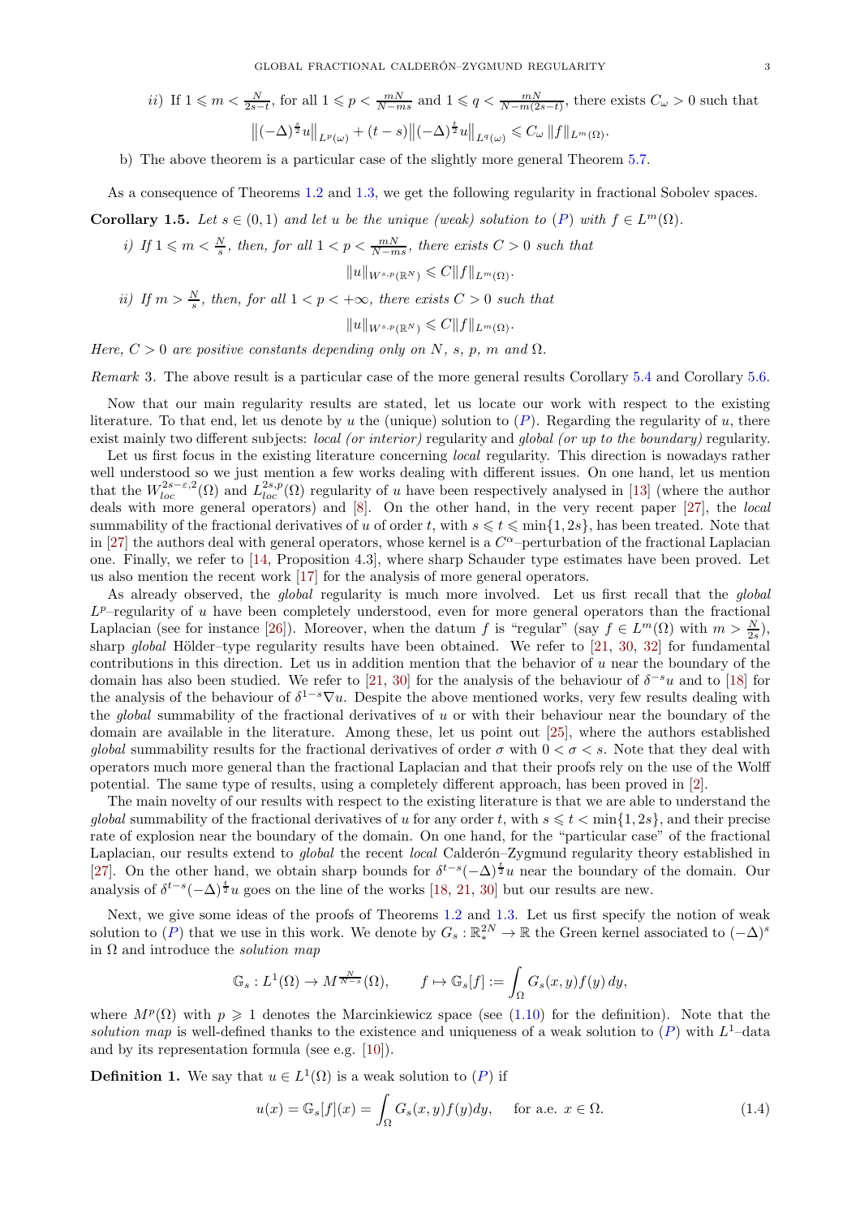*ii)* If $1 \leqslant m < \frac{N}{2s-t}$, for all $1 \leqslant p < \frac{mN}{N-ms}$ and $1 \leqslant q < \frac{mN}{N-m(2s-t)}$, there exists $C_\omega > 0$ such that

$$\big\|(-\Delta)^{\frac{s}{2}}u\big\|_{L^p(\omega)} + (t-s)\big\|(-\Delta)^{\frac{t}{2}}u\big\|_{L^q(\omega)} \leqslant C_\omega \, \|f\|_{L^m(\Omega)}.$$

b) The above theorem is a particular case of the slightly more general Theorem 5.7.

As a consequence of Theorems 1.2 and 1.3, we get the following regularity in fractional Sobolev spaces.

**Corollary 1.5.** *Let $s \in (0,1)$ and let $u$ be the unique (weak) solution to (P) with $f \in L^m(\Omega)$.*

*i) If $1 \leqslant m < \frac{N}{s}$, then, for all $1 < p < \frac{mN}{N-ms}$, there exists $C > 0$ such that*

$$\|u\|_{W^{s,p}(\mathbb{R}^N)} \leqslant C\|f\|_{L^m(\Omega)}.$$

*ii) If $m > \frac{N}{s}$, then, for all $1 < p < +\infty$, there exists $C > 0$ such that*

$$\|u\|_{W^{s,p}(\mathbb{R}^N)} \leqslant C\|f\|_{L^m(\Omega)}.$$

*Here, $C > 0$ are positive constants depending only on $N$, $s$, $p$, $m$ and $\Omega$.*

*Remark* 3. The above result is a particular case of the more general results Corollary 5.4 and Corollary 5.6.

Now that our main regularity results are stated, let us locate our work with respect to the existing literature. To that end, let us denote by $u$ the (unique) solution to (P). Regarding the regularity of $u$, there exist mainly two different subjects: *local (or interior)* regularity and *global (or up to the boundary)* regularity.

Let us first focus in the existing literature concerning *local* regularity. This direction is nowadays rather well understood so we just mention a few works dealing with different issues. On one hand, let us mention that the $W^{2s-\varepsilon,2}_{loc}(\Omega)$ and $L^{2s,p}_{loc}(\Omega)$ regularity of $u$ have been respectively analysed in [13] (where the author deals with more general operators) and [8]. On the other hand, in the very recent paper [27], the *local* summability of the fractional derivatives of $u$ of order $t$, with $s \leqslant t \leqslant \min\{1, 2s\}$, has been treated. Note that in [27] the authors deal with general operators, whose kernel is a $C^\alpha$–perturbation of the fractional Laplacian one. Finally, we refer to [14, Proposition 4.3], where sharp Schauder type estimates have been proved. Let us also mention the recent work [17] for the analysis of more general operators.

As already observed, the *global* regularity is much more involved. Let us first recall that the *global* $L^p$–regularity of $u$ have been completely understood, even for more general operators than the fractional Laplacian (see for instance [26]). Moreover, when the datum $f$ is "regular" (say $f \in L^m(\Omega)$ with $m > \frac{N}{2s}$), sharp *global* Hölder–type regularity results have been obtained. We refer to [21, 30, 32] for fundamental contributions in this direction. Let us in addition mention that the behavior of $u$ near the boundary of the domain has also been studied. We refer to [21, 30] for the analysis of the behaviour of $\delta^{-s}u$ and to [18] for the analysis of the behaviour of $\delta^{1-s}\nabla u$. Despite the above mentioned works, very few results dealing with the *global* summability of the fractional derivatives of $u$ or with their behaviour near the boundary of the domain are available in the literature. Among these, let us point out [25], where the authors established *global* summability results for the fractional derivatives of order $\sigma$ with $0 < \sigma < s$. Note that they deal with operators much more general than the fractional Laplacian and that their proofs rely on the use of the Wolff potential. The same type of results, using a completely different approach, has been proved in [2].

The main novelty of our results with respect to the existing literature is that we are able to understand the *global* summability of the fractional derivatives of $u$ for any order $t$, with $s \leqslant t < \min\{1, 2s\}$, and their precise rate of explosion near the boundary of the domain. On one hand, for the "particular case" of the fractional Laplacian, our results extend to *global* the recent *local* Calderón–Zygmund regularity theory established in [27]. On the other hand, we obtain sharp bounds for $\delta^{t-s}(-\Delta)^{\frac{t}{2}}u$ near the boundary of the domain. Our analysis of $\delta^{t-s}(-\Delta)^{\frac{t}{2}}u$ goes on the line of the works [18, 21, 30] but our results are new.

Next, we give some ideas of the proofs of Theorems 1.2 and 1.3. Let us first specify the notion of weak solution to (P) that we use in this work. We denote by $G_s : \mathbb{R}^{2N}_* \to \mathbb{R}$ the Green kernel associated to $(-\Delta)^s$ in $\Omega$ and introduce the *solution map*

$$\mathbb{G}_s : L^1(\Omega) \to M^{\frac{N}{N-s}}(\Omega), \qquad f \mapsto \mathbb{G}_s[f] := \int_\Omega G_s(x,y)f(y)\,dy,$$

where $M^p(\Omega)$ with $p \geqslant 1$ denotes the Marcinkiewicz space (see (1.10) for the definition). Note that the *solution map* is well-defined thanks to the existence and uniqueness of a weak solution to (P) with $L^1$–data and by its representation formula (see e.g. [10]).

**Definition 1.** We say that $u \in L^1(\Omega)$ is a weak solution to (P) if

$$u(x) = \mathbb{G}_s[f](x) = \int_\Omega G_s(x,y)f(y)dy, \quad \text{ for a.e. } x \in \Omega. \tag{1.4}$$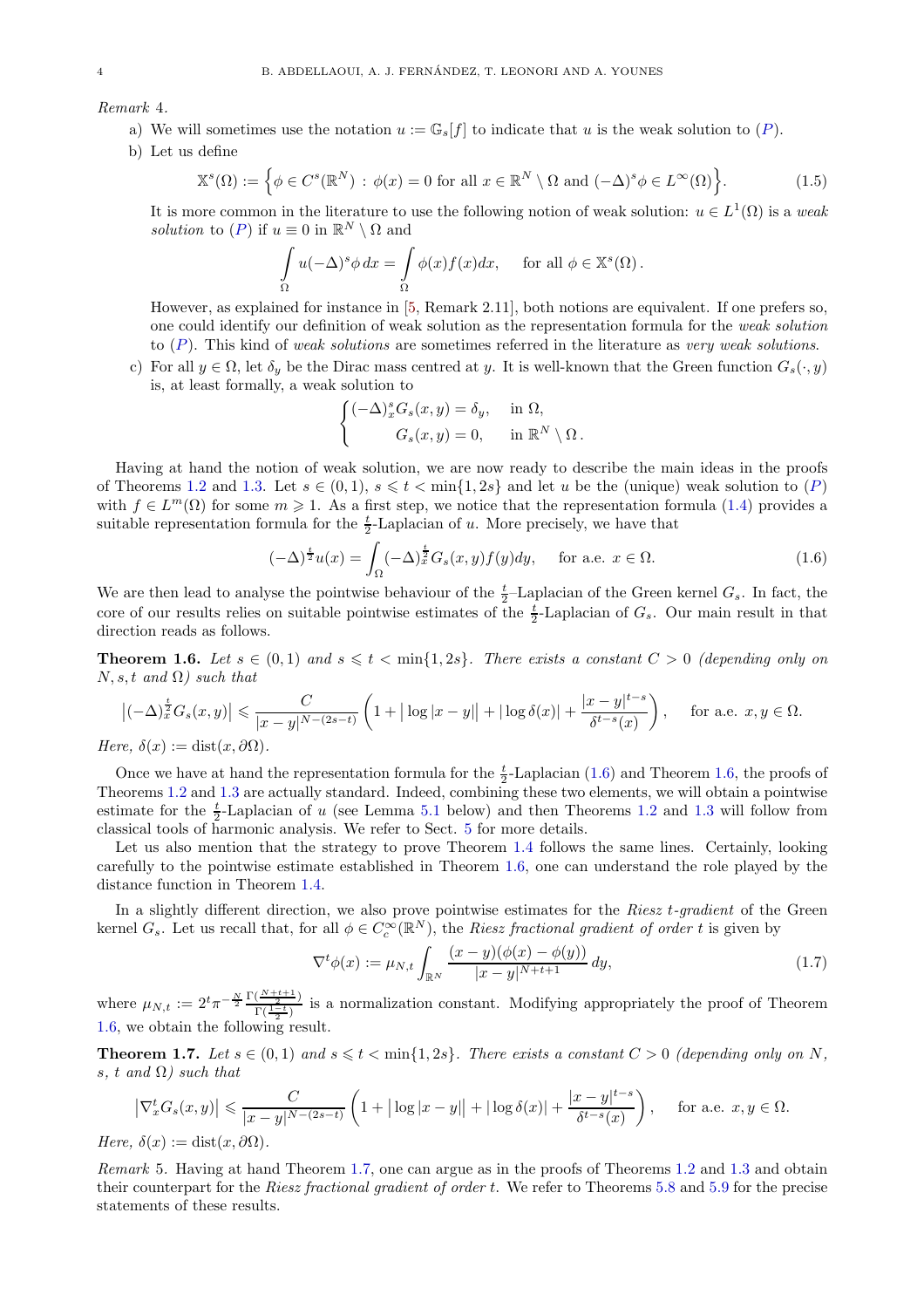*Remark* 4.

a) We will sometimes use the notation $u := \mathbb{G}_s[f]$ to indicate that $u$ is the weak solution to $(P)$.

b) Let us define

$$\mathbb{X}^s(\Omega) := \Big\{ \phi \in C^s(\mathbb{R}^N) \,:\, \phi(x) = 0 \text{ for all } x \in \mathbb{R}^N \setminus \Omega \text{ and } (-\Delta)^s \phi \in L^\infty(\Omega) \Big\}. \tag{1.5}$$

It is more common in the literature to use the following notion of weak solution: $u \in L^1(\Omega)$ is a *weak solution* to $(P)$ if $u \equiv 0$ in $\mathbb{R}^N \setminus \Omega$ and

$$\int_\Omega u(-\Delta)^s \phi \, dx = \int_\Omega \phi(x) f(x) dx, \quad \text{for all } \phi \in \mathbb{X}^s(\Omega).$$

However, as explained for instance in [5, Remark 2.11], both notions are equivalent. If one prefers so, one could identify our definition of weak solution as the representation formula for the *weak solution* to $(P)$. This kind of *weak solutions* are sometimes referred in the literature as *very weak solutions*.

c) For all $y \in \Omega$, let $\delta_y$ be the Dirac mass centred at $y$. It is well-known that the Green function $G_s(\cdot, y)$ is, at least formally, a weak solution to

$$\begin{cases} (-\Delta)_x^s G_s(x,y) = \delta_y, & \text{in } \Omega, \\ \quad\;\; G_s(x,y) = 0, & \text{in } \mathbb{R}^N \setminus \Omega. \end{cases}$$

Having at hand the notion of weak solution, we are now ready to describe the main ideas in the proofs of Theorems 1.2 and 1.3. Let $s \in (0,1)$, $s \leqslant t < \min\{1, 2s\}$ and let $u$ be the (unique) weak solution to $(P)$ with $f \in L^m(\Omega)$ for some $m \geqslant 1$. As a first step, we notice that the representation formula (1.4) provides a suitable representation formula for the $\frac{t}{2}$-Laplacian of $u$. More precisely, we have that

$$(-\Delta)^{\frac{t}{2}} u(x) = \int_\Omega (-\Delta)_x^{\frac{t}{2}} G_s(x,y) f(y) dy, \quad \text{for a.e. } x \in \Omega. \tag{1.6}$$

We are then lead to analyse the pointwise behaviour of the $\frac{t}{2}$–Laplacian of the Green kernel $G_s$. In fact, the core of our results relies on suitable pointwise estimates of the $\frac{t}{2}$-Laplacian of $G_s$. Our main result in that direction reads as follows.

**Theorem 1.6.** *Let $s \in (0,1)$ and $s \leqslant t < \min\{1, 2s\}$. There exists a constant $C > 0$ (depending only on $N, s, t$ and $\Omega$) such that*

$$\big|(-\Delta)_x^{\frac{t}{2}} G_s(x,y)\big| \leqslant \frac{C}{|x-y|^{N-(2s-t)}} \left( 1 + \big|\log|x-y|\big| + |\log \delta(x)| + \frac{|x-y|^{t-s}}{\delta^{t-s}(x)} \right), \quad \text{for a.e. } x, y \in \Omega.$$

*Here, $\delta(x) := \operatorname{dist}(x, \partial\Omega)$.*

Once we have at hand the representation formula for the $\frac{t}{2}$-Laplacian (1.6) and Theorem 1.6, the proofs of Theorems 1.2 and 1.3 are actually standard. Indeed, combining these two elements, we will obtain a pointwise estimate for the $\frac{t}{2}$-Laplacian of $u$ (see Lemma 5.1 below) and then Theorems 1.2 and 1.3 will follow from classical tools of harmonic analysis. We refer to Sect. 5 for more details.

Let us also mention that the strategy to prove Theorem 1.4 follows the same lines. Certainly, looking carefully to the pointwise estimate established in Theorem 1.6, one can understand the role played by the distance function in Theorem 1.4.

In a slightly different direction, we also prove pointwise estimates for the *Riesz $t$-gradient* of the Green kernel $G_s$. Let us recall that, for all $\phi \in C_c^\infty(\mathbb{R}^N)$, the *Riesz fractional gradient of order $t$* is given by

$$\nabla^t \phi(x) := \mu_{N,t} \int_{\mathbb{R}^N} \frac{(x-y)(\phi(x) - \phi(y))}{|x-y|^{N+t+1}} \, dy, \tag{1.7}$$

where $\mu_{N,t} := 2^t \pi^{-\frac{N}{2}} \frac{\Gamma(\frac{N+t+1}{2})}{\Gamma(\frac{1-t}{2})}$ is a normalization constant. Modifying appropriately the proof of Theorem 1.6, we obtain the following result.

**Theorem 1.7.** *Let $s \in (0,1)$ and $s \leqslant t < \min\{1, 2s\}$. There exists a constant $C > 0$ (depending only on $N$, $s$, $t$ and $\Omega$) such that*

$$\big|\nabla_x^t G_s(x,y)\big| \leqslant \frac{C}{|x-y|^{N-(2s-t)}} \left( 1 + \big|\log|x-y|\big| + |\log \delta(x)| + \frac{|x-y|^{t-s}}{\delta^{t-s}(x)} \right), \quad \text{for a.e. } x, y \in \Omega.$$

*Here, $\delta(x) := \operatorname{dist}(x, \partial\Omega)$.*

*Remark* 5. Having at hand Theorem 1.7, one can argue as in the proofs of Theorems 1.2 and 1.3 and obtain their counterpart for the *Riesz fractional gradient of order $t$*. We refer to Theorems 5.8 and 5.9 for the precise statements of these results.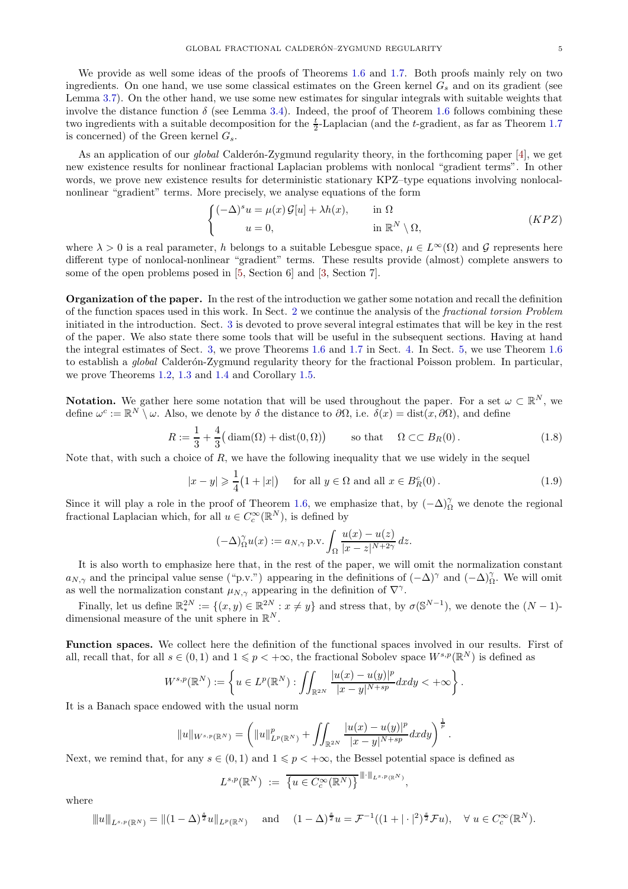We provide as well some ideas of the proofs of Theorems 1.6 and 1.7. Both proofs mainly rely on two ingredients. On one hand, we use some classical estimates on the Green kernel $G_s$ and on its gradient (see Lemma 3.7). On the other hand, we use some new estimates for singular integrals with suitable weights that involve the distance function $\delta$ (see Lemma 3.4). Indeed, the proof of Theorem 1.6 follows combining these two ingredients with a suitable decomposition for the $\frac{t}{2}$-Laplacian (and the $t$-gradient, as far as Theorem 1.7 is concerned) of the Green kernel $G_s$.

As an application of our *global* Calderón-Zygmund regularity theory, in the forthcoming paper [4], we get new existence results for nonlinear fractional Laplacian problems with nonlocal "gradient terms". In other words, we prove new existence results for deterministic stationary KPZ–type equations involving nonlocal-nonlinear "gradient" terms. More precisely, we analyse equations of the form

$$\begin{cases} (-\Delta)^s u = \mu(x)\,\mathcal{G}[u] + \lambda h(x), & \text{in } \Omega \\ \qquad u = 0, & \text{in } \mathbb{R}^N \setminus \Omega, \end{cases} \tag{$KPZ$}$$

where $\lambda > 0$ is a real parameter, $h$ belongs to a suitable Lebesgue space, $\mu \in L^\infty(\Omega)$ and $\mathcal{G}$ represents here different type of nonlocal-nonlinear "gradient" terms. These results provide (almost) complete answers to some of the open problems posed in [5, Section 6] and [3, Section 7].

**Organization of the paper.** In the rest of the introduction we gather some notation and recall the definition of the function spaces used in this work. In Sect. 2 we continue the analysis of the *fractional torsion Problem* initiated in the introduction. Sect. 3 is devoted to prove several integral estimates that will be key in the rest of the paper. We also state there some tools that will be useful in the subsequent sections. Having at hand the integral estimates of Sect. 3, we prove Theorems 1.6 and 1.7 in Sect. 4. In Sect. 5, we use Theorem 1.6 to establish a *global* Calderón-Zygmund regularity theory for the fractional Poisson problem. In particular, we prove Theorems 1.2, 1.3 and 1.4 and Corollary 1.5.

**Notation.** We gather here some notation that will be used throughout the paper. For a set $\omega \subset \mathbb{R}^N$, we define $\omega^c := \mathbb{R}^N \setminus \omega$. Also, we denote by $\delta$ the distance to $\partial\Omega$, i.e. $\delta(x) = \text{dist}(x, \partial\Omega)$, and define

$$R := \frac{1}{3} + \frac{4}{3}\big(\,\text{diam}(\Omega) + \text{dist}(0,\Omega)\big) \qquad \text{so that} \quad \Omega \subset\subset B_R(0)\,. \tag{1.8}$$

Note that, with such a choice of $R$, we have the following inequality that we use widely in the sequel

$$|x-y| \geqslant \frac{1}{4}\big(1+|x|\big) \quad \text{ for all } y \in \Omega \text{ and all } x \in B_R^c(0)\,. \tag{1.9}$$

Since it will play a role in the proof of Theorem 1.6, we emphasize that, by $(-\Delta)^\gamma_\Omega$ we denote the regional fractional Laplacian which, for all $u \in C_c^\infty(\mathbb{R}^N)$, is defined by

$$(-\Delta)^\gamma_\Omega u(x) := a_{N,\gamma}\,\text{p.v.} \int_\Omega \frac{u(x)-u(z)}{|x-z|^{N+2\gamma}}\,dz.$$

It is also worth to emphasize here that, in the rest of the paper, we will omit the normalization constant $a_{N,\gamma}$ and the principal value sense ("p.v.") appearing in the definitions of $(-\Delta)^\gamma$ and $(-\Delta)^\gamma_\Omega$. We will omit as well the normalization constant $\mu_{N,\gamma}$ appearing in the definition of $\nabla^\gamma$.

Finally, let us define $\mathbb{R}^{2N}_* := \{(x,y) \in \mathbb{R}^{2N} : x \neq y\}$ and stress that, by $\sigma(\mathbb{S}^{N-1})$, we denote the $(N-1)$-dimensional measure of the unit sphere in $\mathbb{R}^N$.

**Function spaces.** We collect here the definition of the functional spaces involved in our results. First of all, recall that, for all $s \in (0,1)$ and $1 \leqslant p < +\infty$, the fractional Sobolev space $W^{s,p}(\mathbb{R}^N)$ is defined as

$$W^{s,p}(\mathbb{R}^N) := \left\{ u \in L^p(\mathbb{R}^N) : \iint_{\mathbb{R}^{2N}} \frac{|u(x)-u(y)|^p}{|x-y|^{N+sp}}dxdy < +\infty \right\}.$$

It is a Banach space endowed with the usual norm

$$\|u\|_{W^{s,p}(\mathbb{R}^N)} = \left( \|u\|^p_{L^p(\mathbb{R}^N)} + \iint_{\mathbb{R}^{2N}} \frac{|u(x)-u(y)|^p}{|x-y|^{N+sp}}dxdy \right)^{\frac{1}{p}}.$$

Next, we remind that, for any $s \in (0,1)$ and $1 \leqslant p < +\infty$, the Bessel potential space is defined as

$$L^{s,p}(\mathbb{R}^N) \ := \ \overline{\{u \in C_c^\infty(\mathbb{R}^N)\}}^{\|\!|\cdot|\!\|_{L^{s,p}(\mathbb{R}^N)}},$$

where

$$|\!|\!| u |\!|\!|_{L^{s,p}(\mathbb{R}^N)} = \|(1-\Delta)^{\frac{s}{2}} u\|_{L^p(\mathbb{R}^N)} \quad \text{ and } \quad (1-\Delta)^{\frac{s}{2}} u = \mathcal{F}^{-1}((1+|\cdot|^2)^{\frac{s}{2}}\mathcal{F}u), \quad \forall\, u \in C_c^\infty(\mathbb{R}^N).$$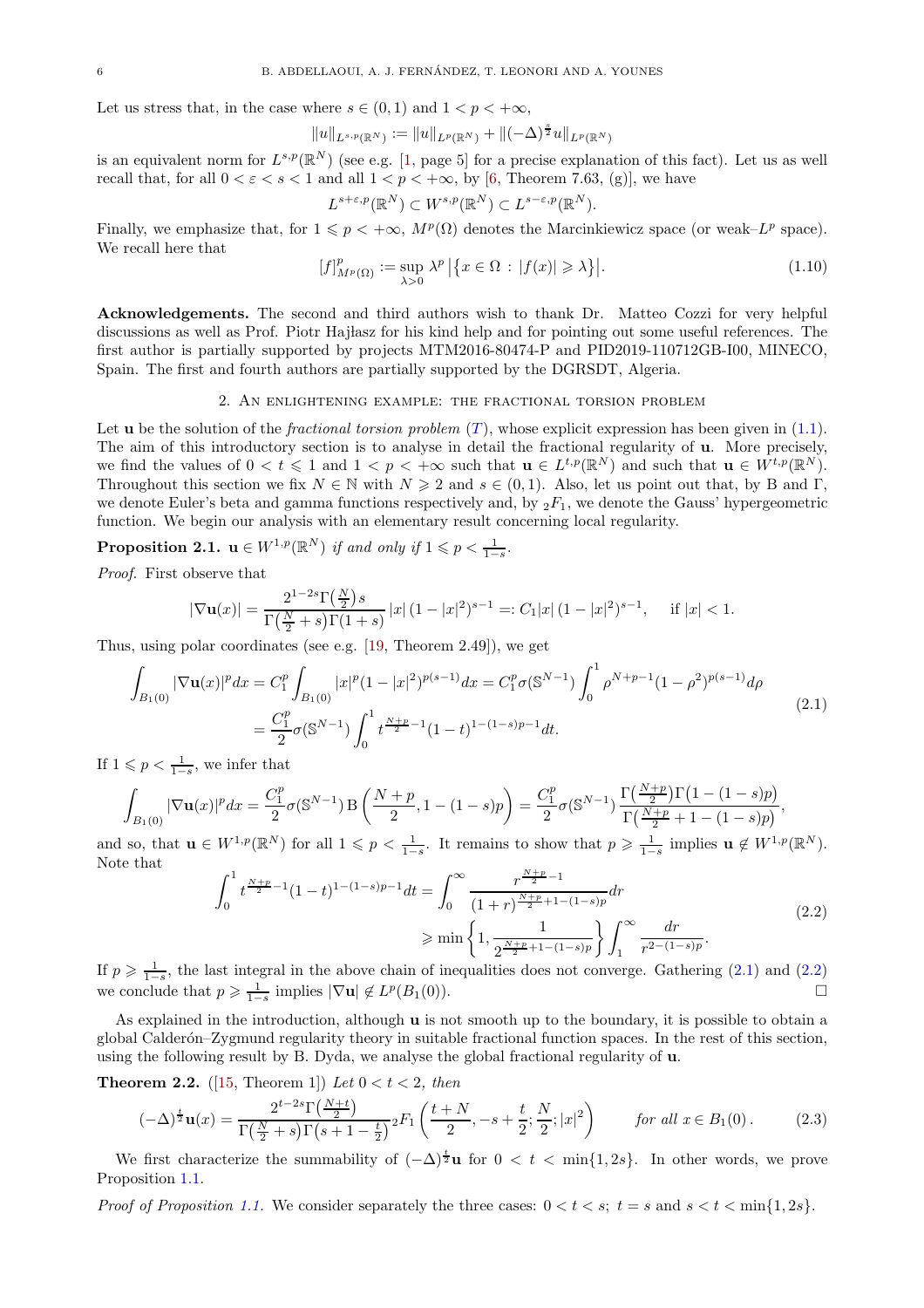Let us stress that, in the case where $s \in (0,1)$ and $1 < p < +\infty$,

$$\|u\|_{L^{s,p}(\mathbb{R}^N)} := \|u\|_{L^p(\mathbb{R}^N)} + \|(-\Delta)^{\frac{s}{2}} u\|_{L^p(\mathbb{R}^N)}$$

is an equivalent norm for $L^{s,p}(\mathbb{R}^N)$ (see e.g. [1, page 5] for a precise explanation of this fact). Let us as well recall that, for all $0 < \varepsilon < s < 1$ and all $1 < p < +\infty$, by [6, Theorem 7.63, (g)], we have

$$L^{s+\varepsilon,p}(\mathbb{R}^N) \subset W^{s,p}(\mathbb{R}^N) \subset L^{s-\varepsilon,p}(\mathbb{R}^N).$$

Finally, we emphasize that, for $1 \leqslant p < +\infty$, $M^p(\Omega)$ denotes the Marcinkiewicz space (or weak–$L^p$ space). We recall here that

$$[f]^p_{M^p(\Omega)} := \sup_{\lambda > 0} \lambda^p \left|\left\{x \in \Omega \, : \, |f(x)| \geqslant \lambda\right\}\right|. \tag{1.10}$$

**Acknowledgements.** The second and third authors wish to thank Dr. Matteo Cozzi for very helpful discussions as well as Prof. Piotr Hajłasz for his kind help and for pointing out some useful references. The first author is partially supported by projects MTM2016-80474-P and PID2019-110712GB-I00, MINECO, Spain. The first and fourth authors are partially supported by the DGRSDT, Algeria.

## 2. An enlightening example: the fractional torsion problem

Let $\mathbf{u}$ be the solution of the *fractional torsion problem* ($T$), whose explicit expression has been given in (1.1). The aim of this introductory section is to analyse in detail the fractional regularity of $\mathbf{u}$. More precisely, we find the values of $0 < t \leqslant 1$ and $1 < p < +\infty$ such that $\mathbf{u} \in L^{t,p}(\mathbb{R}^N)$ and such that $\mathbf{u} \in W^{t,p}(\mathbb{R}^N)$. Throughout this section we fix $N \in \mathbb{N}$ with $N \geqslant 2$ and $s \in (0,1)$. Also, let us point out that, by B and $\Gamma$, we denote Euler's beta and gamma functions respectively and, by ${}_2F_1$, we denote the Gauss' hypergeometric function. We begin our analysis with an elementary result concerning local regularity.

**Proposition 2.1.** *$\mathbf{u} \in W^{1,p}(\mathbb{R}^N)$ if and only if $1 \leqslant p < \frac{1}{1-s}$.*

*Proof.* First observe that

$$|\nabla \mathbf{u}(x)| = \frac{2^{1-2s}\Gamma\left(\frac{N}{2}\right)s}{\Gamma\left(\frac{N}{2}+s\right)\Gamma(1+s)} \, |x| \, (1-|x|^2)^{s-1} =: C_1 |x| \, (1-|x|^2)^{s-1}, \quad \text{ if } |x| < 1.$$

Thus, using polar coordinates (see e.g. [19, Theorem 2.49]), we get

$$\begin{aligned}\int_{B_1(0)} |\nabla \mathbf{u}(x)|^p dx &= C_1^p \int_{B_1(0)} |x|^p (1-|x|^2)^{p(s-1)} dx = C_1^p \sigma(\mathbb{S}^{N-1}) \int_0^1 \rho^{N+p-1}(1-\rho^2)^{p(s-1)} d\rho \\ &= \frac{C_1^p}{2} \sigma(\mathbb{S}^{N-1}) \int_0^1 t^{\frac{N+p}{2}-1}(1-t)^{1-(1-s)p-1} dt.\end{aligned} \tag{2.1}$$

If $1 \leqslant p < \frac{1}{1-s}$, we infer that

$$\int_{B_1(0)} |\nabla \mathbf{u}(x)|^p dx = \frac{C_1^p}{2}\sigma(\mathbb{S}^{N-1})\, \mathrm{B}\left(\frac{N+p}{2}, 1-(1-s)p\right) = \frac{C_1^p}{2}\sigma(\mathbb{S}^{N-1}) \frac{\Gamma\left(\frac{N+p}{2}\right)\Gamma\left(1-(1-s)p\right)}{\Gamma\left(\frac{N+p}{2}+1-(1-s)p\right)},$$

and so, that $\mathbf{u} \in W^{1,p}(\mathbb{R}^N)$ for all $1 \leqslant p < \frac{1}{1-s}$. It remains to show that $p \geqslant \frac{1}{1-s}$ implies $\mathbf{u} \notin W^{1,p}(\mathbb{R}^N)$. Note that

$$\begin{aligned}\int_0^1 t^{\frac{N+p}{2}-1}(1-t)^{1-(1-s)p-1} dt &= \int_0^\infty \frac{r^{\frac{N+p}{2}-1}}{(1+r)^{\frac{N+p}{2}+1-(1-s)p}} dr \\ &\geqslant \min\left\{1, \frac{1}{2^{\frac{N+p}{2}+1-(1-s)p}}\right\} \int_1^\infty \frac{dr}{r^{2-(1-s)p}}.\end{aligned} \tag{2.2}$$

If $p \geqslant \frac{1}{1-s}$, the last integral in the above chain of inequalities does not converge. Gathering (2.1) and (2.2) we conclude that $p \geqslant \frac{1}{1-s}$ implies $|\nabla \mathbf{u}| \notin L^p(B_1(0))$. $\square$

As explained in the introduction, although $\mathbf{u}$ is not smooth up to the boundary, it is possible to obtain a global Calderón–Zygmund regularity theory in suitable fractional function spaces. In the rest of this section, using the following result by B. Dyda, we analyse the global fractional regularity of $\mathbf{u}$.

**Theorem 2.2.** ([15, Theorem 1]) *Let $0 < t < 2$, then*

$$(-\Delta)^{\frac{t}{2}} \mathbf{u}(x) = \frac{2^{t-2s}\Gamma\left(\frac{N+t}{2}\right)}{\Gamma\left(\frac{N}{2}+s\right)\Gamma\left(s+1-\frac{t}{2}\right)} {}_2F_1\left(\frac{t+N}{2}, -s+\frac{t}{2}; \frac{N}{2}; |x|^2\right) \qquad \textit{for all } x \in B_1(0). \tag{2.3}$$

We first characterize the summability of $(-\Delta)^{\frac{t}{2}}\mathbf{u}$ for $0 < t < \min\{1, 2s\}$. In other words, we prove Proposition 1.1.

*Proof of Proposition 1.1.* We consider separately the three cases: $0 < t < s$; $t = s$ and $s < t < \min\{1, 2s\}$.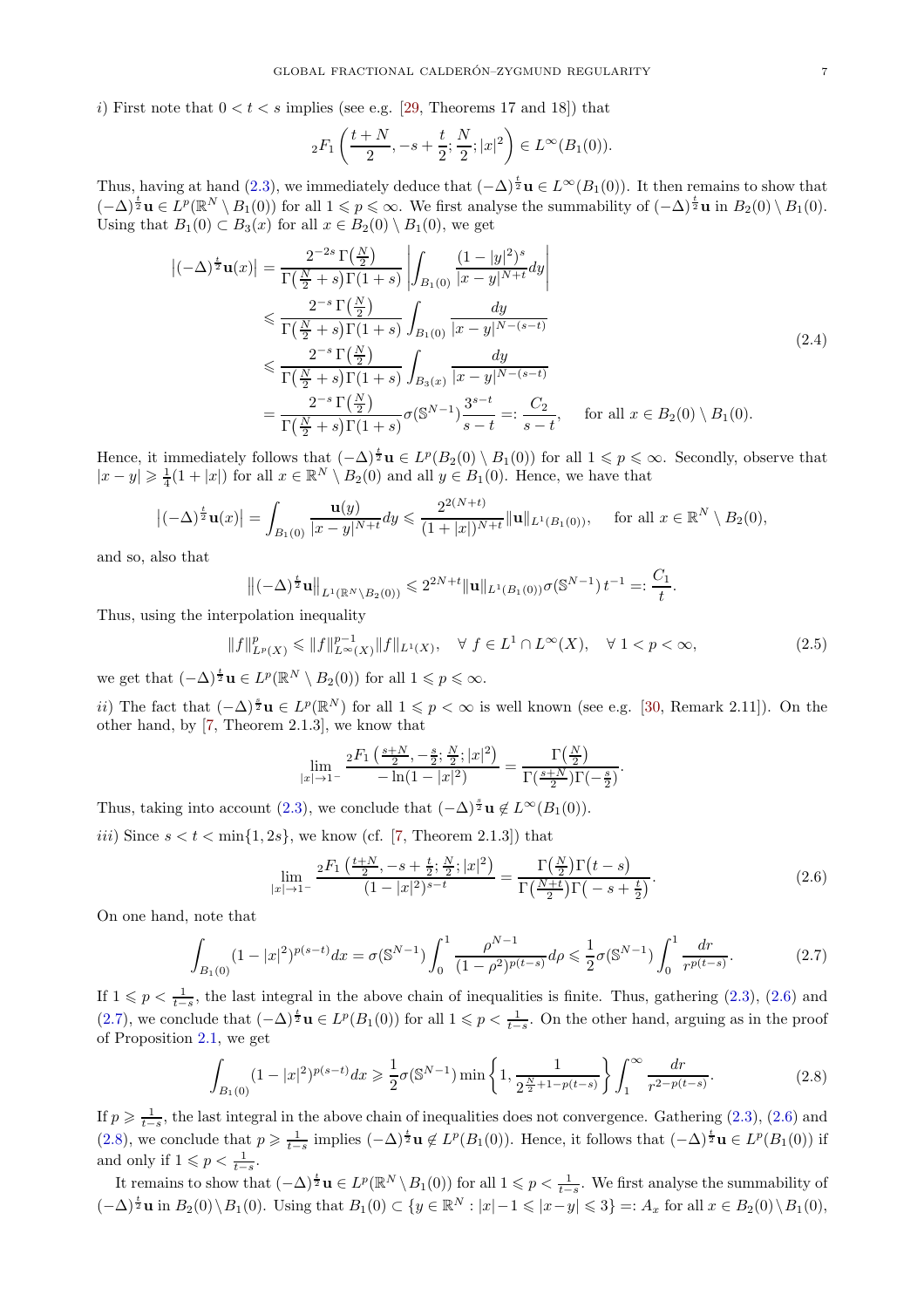*i)* First note that $0 < t < s$ implies (see e.g. [29, Theorems 17 and 18]) that

$$
{}_2F_1\left(\frac{t+N}{2}, -s+\frac{t}{2}; \frac{N}{2}; |x|^2\right) \in L^\infty(B_1(0)).
$$

Thus, having at hand (2.3), we immediately deduce that $(-\Delta)^{\frac{t}{2}}\mathbf{u} \in L^\infty(B_1(0))$. It then remains to show that $(-\Delta)^{\frac{t}{2}}\mathbf{u} \in L^p(\mathbb{R}^N \setminus B_1(0))$ for all $1 \leqslant p \leqslant \infty$. We first analyse the summability of $(-\Delta)^{\frac{t}{2}}\mathbf{u}$ in $B_2(0) \setminus B_1(0)$. Using that $B_1(0) \subset B_3(x)$ for all $x \in B_2(0) \setminus B_1(0)$, we get

$$
\begin{aligned}
\left|(-\Delta)^{\frac{t}{2}}\mathbf{u}(x)\right| &= \frac{2^{-2s}\,\Gamma\big(\frac{N}{2}\big)}{\Gamma\big(\frac{N}{2}+s\big)\Gamma(1+s)} \left| \int_{B_1(0)} \frac{(1-|y|^2)^s}{|x-y|^{N+t}} dy \right| \\
&\leqslant \frac{2^{-s}\,\Gamma\big(\frac{N}{2}\big)}{\Gamma\big(\frac{N}{2}+s\big)\Gamma(1+s)} \int_{B_1(0)} \frac{dy}{|x-y|^{N-(s-t)}} \\
&\leqslant \frac{2^{-s}\,\Gamma\big(\frac{N}{2}\big)}{\Gamma\big(\frac{N}{2}+s\big)\Gamma(1+s)} \int_{B_3(x)} \frac{dy}{|x-y|^{N-(s-t)}} \\
&= \frac{2^{-s}\,\Gamma\big(\frac{N}{2}\big)}{\Gamma\big(\frac{N}{2}+s\big)\Gamma(1+s)} \sigma(\mathbb{S}^{N-1}) \frac{3^{s-t}}{s-t} =: \frac{C_2}{s-t}, \qquad \text{for all } x \in B_2(0) \setminus B_1(0).
\end{aligned}
\tag{2.4}
$$

Hence, it immediately follows that $(-\Delta)^{\frac{t}{2}}\mathbf{u} \in L^p(B_2(0) \setminus B_1(0))$ for all $1 \leqslant p \leqslant \infty$. Secondly, observe that $|x-y| \geqslant \frac{1}{4}(1+|x|)$ for all $x \in \mathbb{R}^N \setminus B_2(0)$ and all $y \in B_1(0)$. Hence, we have that

$$
\left|(-\Delta)^{\frac{t}{2}}\mathbf{u}(x)\right| = \int_{B_1(0)} \frac{\mathbf{u}(y)}{|x-y|^{N+t}} dy \leqslant \frac{2^{2(N+t)}}{(1+|x|)^{N+t}} \|\mathbf{u}\|_{L^1(B_1(0))}, \qquad \text{for all } x \in \mathbb{R}^N \setminus B_2(0),
$$

and so, also that

$$
\left\|(-\Delta)^{\frac{t}{2}}\mathbf{u}\right\|_{L^1(\mathbb{R}^N \setminus B_2(0))} \leqslant 2^{2N+t} \|\mathbf{u}\|_{L^1(B_1(0))} \sigma(\mathbb{S}^{N-1})\, t^{-1} =: \frac{C_1}{t}.
$$

Thus, using the interpolation inequality

$$
\|f\|_{L^p(X)}^p \leqslant \|f\|_{L^\infty(X)}^{p-1} \|f\|_{L^1(X)}, \quad \forall\ f \in L^1 \cap L^\infty(X), \quad \forall\ 1 < p < \infty,
\tag{2.5}
$$

we get that $(-\Delta)^{\frac{t}{2}}\mathbf{u} \in L^p(\mathbb{R}^N \setminus B_2(0))$ for all $1 \leqslant p \leqslant \infty$.

*ii)* The fact that $(-\Delta)^{\frac{s}{2}}\mathbf{u} \in L^p(\mathbb{R}^N)$ for all $1 \leqslant p < \infty$ is well known (see e.g. [30, Remark 2.11]). On the other hand, by [7, Theorem 2.1.3], we know that

$$
\lim_{|x| \to 1^-} \frac{{}_2F_1\left(\frac{s+N}{2}, -\frac{s}{2}; \frac{N}{2}; |x|^2\right)}{-\ln(1-|x|^2)} = \frac{\Gamma\big(\frac{N}{2}\big)}{\Gamma(\frac{s+N}{2})\Gamma(-\frac{s}{2})}.
$$

Thus, taking into account (2.3), we conclude that $(-\Delta)^{\frac{s}{2}}\mathbf{u} \notin L^\infty(B_1(0))$.

*iii)* Since $s < t < \min\{1, 2s\}$, we know (cf. [7, Theorem 2.1.3]) that

$$
\lim_{|x| \to 1^-} \frac{{}_2F_1\left(\frac{t+N}{2}, -s+\frac{t}{2}; \frac{N}{2}; |x|^2\right)}{(1-|x|^2)^{s-t}} = \frac{\Gamma\big(\frac{N}{2}\big)\Gamma\big(t-s\big)}{\Gamma\big(\frac{N+t}{2}\big)\Gamma\big(-s+\frac{t}{2}\big)}.
\tag{2.6}
$$

On one hand, note that

$$
\int_{B_1(0)} (1-|x|^2)^{p(s-t)} dx = \sigma(\mathbb{S}^{N-1}) \int_0^1 \frac{\rho^{N-1}}{(1-\rho^2)^{p(t-s)}} d\rho \leqslant \frac{1}{2}\sigma(\mathbb{S}^{N-1}) \int_0^1 \frac{dr}{r^{p(t-s)}}.
\tag{2.7}
$$

If $1 \leqslant p < \frac{1}{t-s}$, the last integral in the above chain of inequalities is finite. Thus, gathering (2.3), (2.6) and (2.7), we conclude that $(-\Delta)^{\frac{t}{2}}\mathbf{u} \in L^p(B_1(0))$ for all $1 \leqslant p < \frac{1}{t-s}$. On the other hand, arguing as in the proof of Proposition 2.1, we get

$$
\int_{B_1(0)} (1-|x|^2)^{p(s-t)} dx \geqslant \frac{1}{2}\sigma(\mathbb{S}^{N-1}) \min\left\{1, \frac{1}{2^{\frac{N}{2}+1-p(t-s)}}\right\} \int_1^\infty \frac{dr}{r^{2-p(t-s)}}.
\tag{2.8}
$$

If $p \geqslant \frac{1}{t-s}$, the last integral in the above chain of inequalities does not convergence. Gathering (2.3), (2.6) and (2.8), we conclude that $p \geqslant \frac{1}{t-s}$ implies $(-\Delta)^{\frac{t}{2}}\mathbf{u} \notin L^p(B_1(0))$. Hence, it follows that $(-\Delta)^{\frac{t}{2}}\mathbf{u} \in L^p(B_1(0))$ if and only if $1 \leqslant p < \frac{1}{t-s}$.

It remains to show that $(-\Delta)^{\frac{t}{2}}\mathbf{u} \in L^p(\mathbb{R}^N \setminus B_1(0))$ for all $1 \leqslant p < \frac{1}{t-s}$. We first analyse the summability of $(-\Delta)^{\frac{t}{2}}\mathbf{u}$ in $B_2(0) \setminus B_1(0)$. Using that $B_1(0) \subset \{y \in \mathbb{R}^N : |x|-1 \leqslant |x-y| \leqslant 3\} =: A_x$ for all $x \in B_2(0) \setminus B_1(0)$,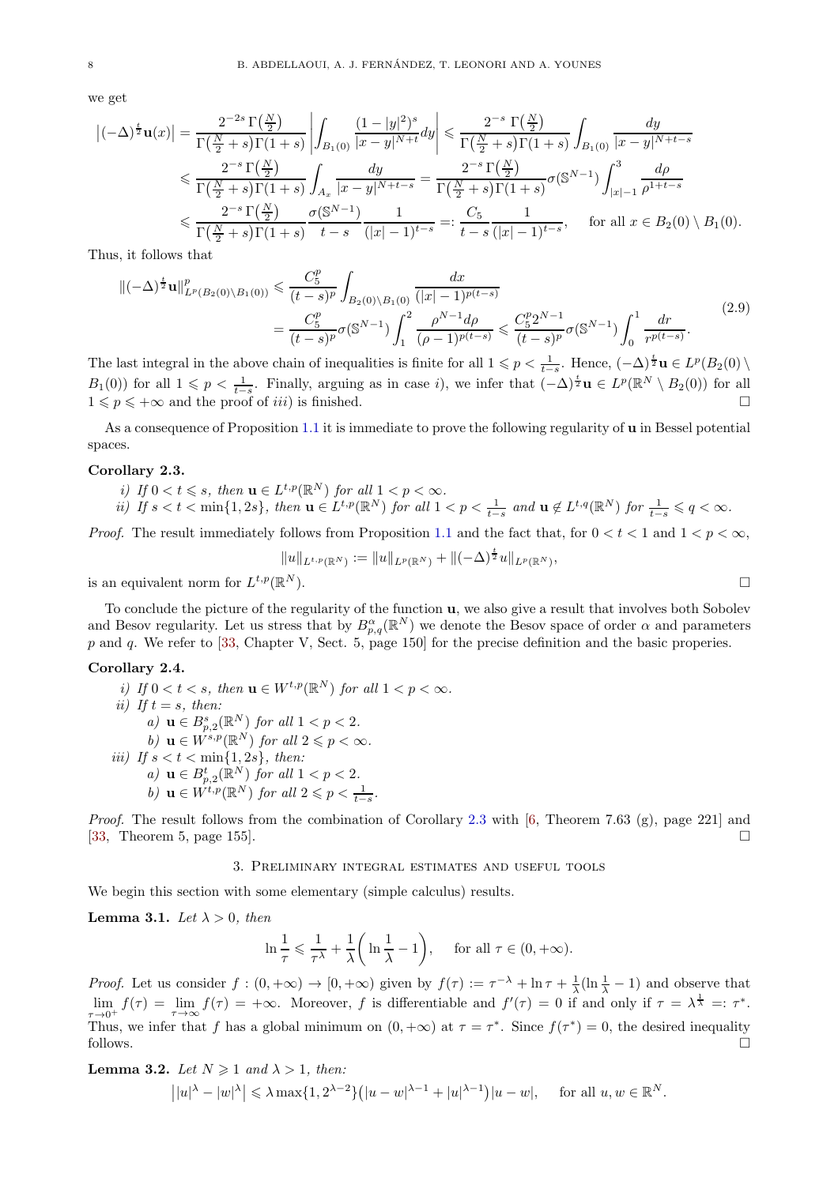we get

$$
\begin{aligned}
\left|(-\Delta)^{\frac{t}{2}}\mathbf{u}(x)\right| &= \frac{2^{-2s}\,\Gamma\big(\frac{N}{2}\big)}{\Gamma\big(\frac{N}{2}+s\big)\Gamma(1+s)}\left|\int_{B_1(0)}\frac{(1-|y|^2)^s}{|x-y|^{N+t}}dy\right| \leqslant \frac{2^{-s}\,\Gamma\big(\frac{N}{2}\big)}{\Gamma\big(\frac{N}{2}+s\big)\Gamma(1+s)}\int_{B_1(0)}\frac{dy}{|x-y|^{N+t-s}} \\
&\leqslant \frac{2^{-s}\,\Gamma\big(\frac{N}{2}\big)}{\Gamma\big(\frac{N}{2}+s\big)\Gamma(1+s)}\int_{A_x}\frac{dy}{|x-y|^{N+t-s}} = \frac{2^{-s}\,\Gamma\big(\frac{N}{2}\big)}{\Gamma\big(\frac{N}{2}+s\big)\Gamma(1+s)}\sigma(\mathbb{S}^{N-1})\int_{|x|-1}^{3}\frac{d\rho}{\rho^{1+t-s}} \\
&\leqslant \frac{2^{-s}\,\Gamma\big(\frac{N}{2}\big)}{\Gamma\big(\frac{N}{2}+s\big)\Gamma(1+s)}\frac{\sigma(\mathbb{S}^{N-1})}{t-s}\frac{1}{(|x|-1)^{t-s}} =: \frac{C_5}{t-s}\frac{1}{(|x|-1)^{t-s}}, \quad \text{ for all } x \in B_2(0)\setminus B_1(0).
\end{aligned}
$$

Thus, it follows that

$$
\begin{aligned}
\|(-\Delta)^{\frac{t}{2}}\mathbf{u}\|^p_{L^p(B_2(0)\setminus B_1(0))} &\leqslant \frac{C_5^p}{(t-s)^p}\int_{B_2(0)\setminus B_1(0)}\frac{dx}{(|x|-1)^{p(t-s)}} \\
&= \frac{C_5^p}{(t-s)^p}\sigma(\mathbb{S}^{N-1})\int_1^2\frac{\rho^{N-1}d\rho}{(\rho-1)^{p(t-s)}} \leqslant \frac{C_5^p 2^{N-1}}{(t-s)^p}\sigma(\mathbb{S}^{N-1})\int_0^1\frac{dr}{r^{p(t-s)}}.
\end{aligned}
\tag{2.9}
$$

The last integral in the above chain of inequalities is finite for all $1 \leqslant p < \frac{1}{t-s}$. Hence, $(-\Delta)^{\frac{t}{2}}\mathbf{u} \in L^p(B_2(0)\setminus B_1(0))$ for all $1 \leqslant p < \frac{1}{t-s}$. Finally, arguing as in case $i)$, we infer that $(-\Delta)^{\frac{t}{2}}\mathbf{u} \in L^p(\mathbb{R}^N \setminus B_2(0))$ for all $1 \leqslant p \leqslant +\infty$ and the proof of $iii)$ is finished. $\square$

As a consequence of Proposition 1.1 it is immediate to prove the following regularity of $\mathbf{u}$ in Bessel potential spaces.

**Corollary 2.3.**

*i) If $0 < t \leqslant s$, then $\mathbf{u} \in L^{t,p}(\mathbb{R}^N)$ for all $1 < p < \infty$.*

*ii) If $s < t < \min\{1, 2s\}$, then $\mathbf{u} \in L^{t,p}(\mathbb{R}^N)$ for all $1 < p < \frac{1}{t-s}$ and $\mathbf{u} \notin L^{t,q}(\mathbb{R}^N)$ for $\frac{1}{t-s} \leqslant q < \infty$.*

*Proof.* The result immediately follows from Proposition 1.1 and the fact that, for $0 < t < 1$ and $1 < p < \infty$,

$$
\|u\|_{L^{t,p}(\mathbb{R}^N)} := \|u\|_{L^p(\mathbb{R}^N)} + \|(-\Delta)^{\frac{t}{2}}u\|_{L^p(\mathbb{R}^N)},
$$

is an equivalent norm for $L^{t,p}(\mathbb{R}^N)$. $\square$

To conclude the picture of the regularity of the function $\mathbf{u}$, we also give a result that involves both Sobolev and Besov regularity. Let us stress that by $B^{\alpha}_{p,q}(\mathbb{R}^N)$ we denote the Besov space of order $\alpha$ and parameters $p$ and $q$. We refer to [33, Chapter V, Sect. 5, page 150] for the precise definition and the basic properies.

**Corollary 2.4.**

*i) If $0 < t < s$, then $\mathbf{u} \in W^{t,p}(\mathbb{R}^N)$ for all $1 < p < \infty$.*

*ii) If $t = s$, then:*

*a) $\mathbf{u} \in B^s_{p,2}(\mathbb{R}^N)$ for all $1 < p < 2$.*

*b) $\mathbf{u} \in W^{s,p}(\mathbb{R}^N)$ for all $2 \leqslant p < \infty$.*

*iii) If $s < t < \min\{1, 2s\}$, then:*

*a) $\mathbf{u} \in B^t_{p,2}(\mathbb{R}^N)$ for all $1 < p < 2$.*

*b) $\mathbf{u} \in W^{t,p}(\mathbb{R}^N)$ for all $2 \leqslant p < \frac{1}{t-s}$.*

*Proof.* The result follows from the combination of Corollary 2.3 with [6, Theorem 7.63 (g), page 221] and [33, Theorem 5, page 155]. $\square$

## 3. Preliminary integral estimates and useful tools

We begin this section with some elementary (simple calculus) results.

**Lemma 3.1.** *Let $\lambda > 0$, then*

$$
\ln\frac{1}{\tau} \leqslant \frac{1}{\tau^{\lambda}} + \frac{1}{\lambda}\bigg(\ln\frac{1}{\lambda} - 1\bigg), \quad \text{ for all } \tau \in (0, +\infty).
$$

*Proof.* Let us consider $f : (0, +\infty) \to [0, +\infty)$ given by $f(\tau) := \tau^{-\lambda} + \ln\tau + \frac{1}{\lambda}(\ln\frac{1}{\lambda} - 1)$ and observe that $\lim_{\tau\to 0^+} f(\tau) = \lim_{\tau\to\infty} f(\tau) = +\infty$. Moreover, $f$ is differentiable and $f'(\tau) = 0$ if and only if $\tau = \lambda^{\frac{1}{\lambda}} =: \tau^*$. Thus, we infer that $f$ has a global minimum on $(0, +\infty)$ at $\tau = \tau^*$. Since $f(\tau^*) = 0$, the desired inequality follows. $\square$

**Lemma 3.2.** *Let $N \geqslant 1$ and $\lambda > 1$, then:*

$$
\big||u|^{\lambda} - |w|^{\lambda}\big| \leqslant \lambda\max\{1, 2^{\lambda-2}\}\big(|u-w|^{\lambda-1} + |u|^{\lambda-1}\big)|u-w|, \quad \text{ for all } u, w \in \mathbb{R}^N.
$$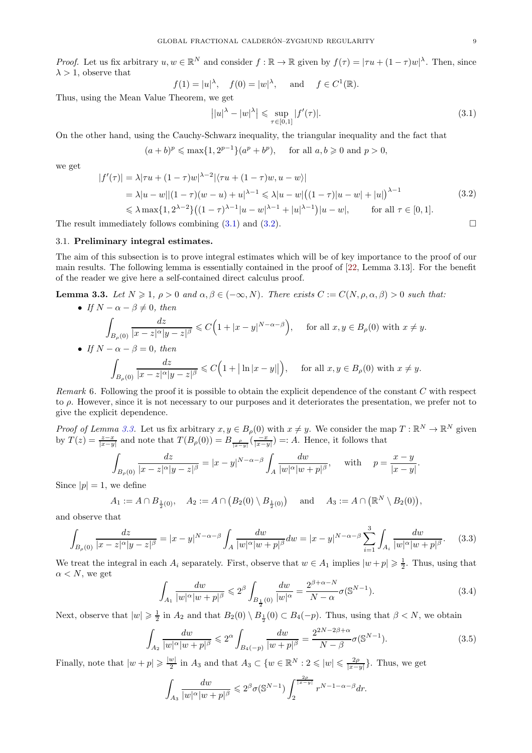*Proof.* Let us fix arbitrary $u, w \in \mathbb{R}^N$ and consider $f : \mathbb{R} \to \mathbb{R}$ given by $f(\tau) = |\tau u + (1-\tau)w|^\lambda$. Then, since $\lambda > 1$, observe that

$$f(1) = |u|^\lambda, \quad f(0) = |w|^\lambda, \quad \text{and} \quad f \in C^1(\mathbb{R}).$$

Thus, using the Mean Value Theorem, we get

$$\big| |u|^\lambda - |w|^\lambda \big| \leqslant \sup_{\tau \in [0,1]} |f'(\tau)|. \tag{3.1}$$

On the other hand, using the Cauchy-Schwarz inequality, the triangular inequality and the fact that

$$(a+b)^p \leqslant \max\{1, 2^{p-1}\}(a^p + b^p), \quad \text{for all } a, b \geqslant 0 \text{ and } p > 0,$$

we get

$$\begin{aligned}
|f'(\tau)| &= \lambda |\tau u + (1-\tau)w|^{\lambda-2} |\langle \tau u + (1-\tau)w, u - w\rangle| \\
&= \lambda |u-w| |(1-\tau)(w-u) + u|^{\lambda-1} \leqslant \lambda |u-w| \big( (1-\tau)|u-w| + |u| \big)^{\lambda-1} \\
&\leqslant \lambda \max\{1, 2^{\lambda-2}\} \big( (1-\tau)^{\lambda-1}|u-w|^{\lambda-1} + |u|^{\lambda-1} \big) |u-w|, \qquad \text{for all } \tau \in [0,1].
\end{aligned} \tag{3.2}$$

The result immediately follows combining (3.1) and (3.2). $\square$

### 3.1. **Preliminary integral estimates.**

The aim of this subsection is to prove integral estimates which will be of key importance to the proof of our main results. The following lemma is essentially contained in the proof of [22, Lemma 3.13]. For the benefit of the reader we give here a self-contained direct calculus proof.

**Lemma 3.3.** *Let $N \geqslant 1$, $\rho > 0$ and $\alpha, \beta \in (-\infty, N)$. There exists $C := C(N, \rho, \alpha, \beta) > 0$ such that:*

- *If $N - \alpha - \beta \neq 0$, then*
$$\int_{B_\rho(0)} \frac{dz}{|x-z|^\alpha |y-z|^\beta} \leqslant C\Big(1 + |x-y|^{N-\alpha-\beta}\Big), \quad \text{for all } x, y \in B_\rho(0) \text{ with } x \neq y.$$
- *If $N - \alpha - \beta = 0$, then*
$$\int_{B_\rho(0)} \frac{dz}{|x-z|^\alpha |y-z|^\beta} \leqslant C\Big(1 + \big|\ln|x-y|\big|\Big), \quad \text{for all } x, y \in B_\rho(0) \text{ with } x \neq y.$$

*Remark* 6. Following the proof it is possible to obtain the explicit dependence of the constant $C$ with respect to $\rho$. However, since it is not necessary to our purposes and it deteriorates the presentation, we prefer not to give the explicit dependence.

*Proof of Lemma 3.3.* Let us fix arbitrary $x, y \in B_\rho(0)$ with $x \neq y$. We consider the map $T : \mathbb{R}^N \to \mathbb{R}^N$ given by $T(z) = \frac{z-x}{|x-y|}$ and note that $T(B_\rho(0)) = B_{\frac{\rho}{|x-y|}}(\frac{-x}{|x-y|}) =: A$. Hence, it follows that

$$\int_{B_\rho(0)} \frac{dz}{|x-z|^\alpha |y-z|^\beta} = |x-y|^{N-\alpha-\beta} \int_A \frac{dw}{|w|^\alpha |w+p|^\beta}, \quad \text{with} \quad p = \frac{x-y}{|x-y|}.$$

Since $|p| = 1$, we define

$$A_1 := A \cap B_{\frac{1}{2}(0)}, \quad A_2 := A \cap \big(B_2(0) \setminus B_{\frac{1}{2}(0)}\big) \quad \text{and} \quad A_3 := A \cap \big(\mathbb{R}^N \setminus B_2(0)\big),$$

and observe that

$$\int_{B_\rho(0)} \frac{dz}{|x-z|^\alpha |y-z|^\beta} = |x-y|^{N-\alpha-\beta} \int_A \frac{dw}{|w|^\alpha |w+p|^\beta} dw = |x-y|^{N-\alpha-\beta} \sum_{i=1}^3 \int_{A_i} \frac{dw}{|w|^\alpha |w+p|^\beta}. \tag{3.3}$$

We treat the integral in each $A_i$ separately. First, observe that $w \in A_1$ implies $|w+p| \geqslant \frac{1}{2}$. Thus, using that $\alpha < N$, we get

$$\int_{A_1} \frac{dw}{|w|^\alpha |w+p|^\beta} \leqslant 2^\beta \int_{B_{\frac{1}{2}}(0)} \frac{dw}{|w|^\alpha} = \frac{2^{\beta+\alpha-N}}{N-\alpha} \sigma(\mathbb{S}^{N-1}). \tag{3.4}$$

Next, observe that $|w| \geqslant \frac{1}{2}$ in $A_2$ and that $B_2(0) \setminus B_{\frac{1}{2}}(0) \subset B_4(-p)$. Thus, using that $\beta < N$, we obtain

$$\int_{A_2} \frac{dw}{|w|^\alpha |w+p|^\beta} \leqslant 2^\alpha \int_{B_4(-p)} \frac{dw}{|w+p|^\beta} = \frac{2^{2N-2\beta+\alpha}}{N-\beta} \sigma(\mathbb{S}^{N-1}). \tag{3.5}$$

Finally, note that $|w+p| \geqslant \frac{|w|}{2}$ in $A_3$ and that $A_3 \subset \{w \in \mathbb{R}^N : 2 \leqslant |w| \leqslant \frac{2\rho}{|x-y|}\}$. Thus, we get

$$\int_{A_3} \frac{dw}{|w|^\alpha |w+p|^\beta} \leqslant 2^\beta \sigma(\mathbb{S}^{N-1}) \int_2^{\frac{2\rho}{|x-y|}} r^{N-1-\alpha-\beta} dr.$$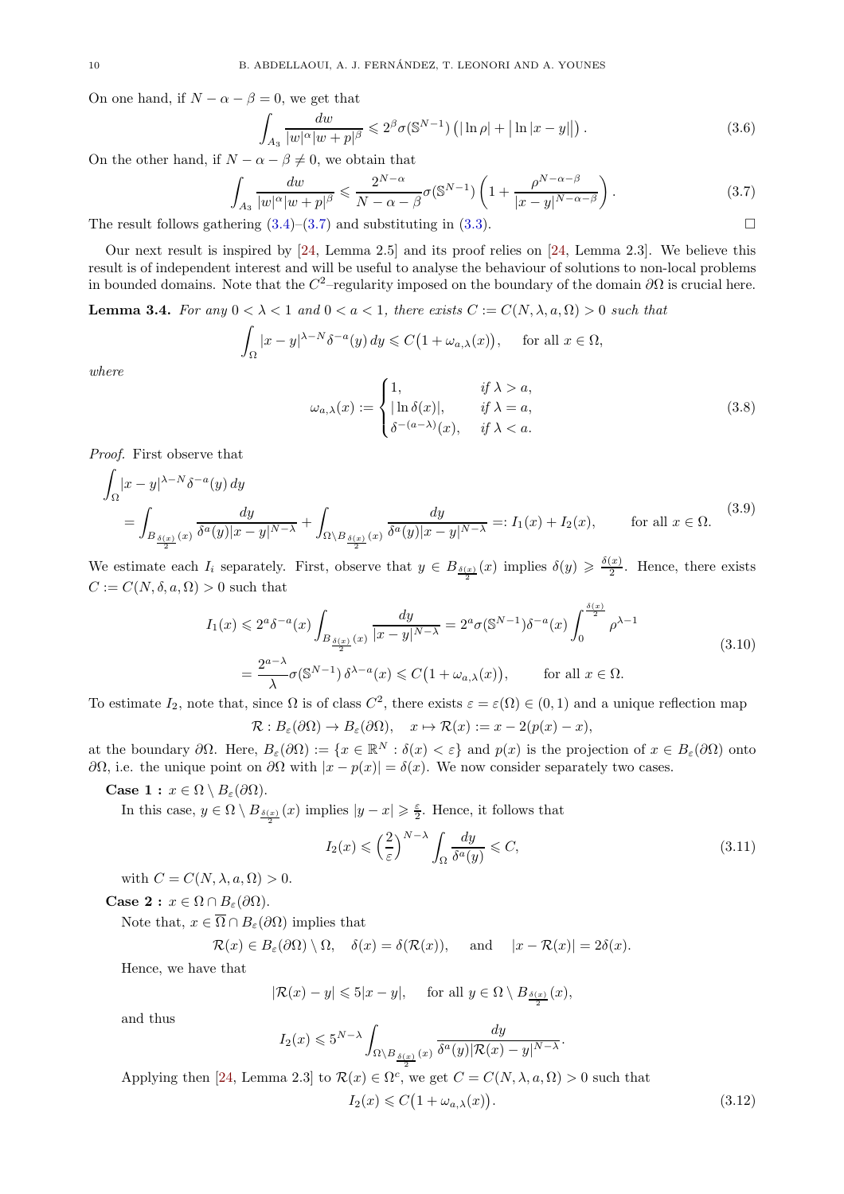On one hand, if $N-\alpha-\beta=0$, we get that

$$\int_{A_3} \frac{dw}{|w|^\alpha |w+p|^\beta} \leqslant 2^\beta \sigma(\mathbb{S}^{N-1})\left(|\ln \rho| + \big|\ln|x-y|\big|\right). \tag{3.6}$$

On the other hand, if $N-\alpha-\beta\neq 0$, we obtain that

$$\int_{A_3} \frac{dw}{|w|^\alpha |w+p|^\beta} \leqslant \frac{2^{N-\alpha}}{N-\alpha-\beta}\sigma(\mathbb{S}^{N-1})\left(1+\frac{\rho^{N-\alpha-\beta}}{|x-y|^{N-\alpha-\beta}}\right). \tag{3.7}$$

The result follows gathering (3.4)–(3.7) and substituting in (3.3). □

Our next result is inspired by [24, Lemma 2.5] and its proof relies on [24, Lemma 2.3]. We believe this result is of independent interest and will be useful to analyse the behaviour of solutions to non-local problems in bounded domains. Note that the $C^2$–regularity imposed on the boundary of the domain $\partial\Omega$ is crucial here.

**Lemma 3.4.** *For any $0<\lambda<1$ and $0<a<1$, there exists $C:=C(N,\lambda,a,\Omega)>0$ such that*

$$\int_\Omega |x-y|^{\lambda-N}\delta^{-a}(y)\,dy \leqslant C\big(1+\omega_{a,\lambda}(x)\big), \qquad \text{for all } x\in\Omega,$$

*where*

$$\omega_{a,\lambda}(x) := \begin{cases} 1, & \text{if } \lambda>a,\\ |\ln\delta(x)|, & \text{if } \lambda=a,\\ \delta^{-(a-\lambda)}(x), & \text{if } \lambda<a. \end{cases} \tag{3.8}$$

*Proof.* First observe that

$$\begin{aligned}\int_\Omega &|x-y|^{\lambda-N}\delta^{-a}(y)\,dy\\ &= \int_{B_{\frac{\delta(x)}{2}}(x)} \frac{dy}{\delta^a(y)|x-y|^{N-\lambda}} + \int_{\Omega\setminus B_{\frac{\delta(x)}{2}}(x)} \frac{dy}{\delta^a(y)|x-y|^{N-\lambda}} =: I_1(x)+I_2(x), \qquad \text{for all } x\in\Omega.\end{aligned} \tag{3.9}$$

We estimate each $I_i$ separately. First, observe that $y\in B_{\frac{\delta(x)}{2}}(x)$ implies $\delta(y)\geqslant \frac{\delta(x)}{2}$. Hence, there exists $C:=C(N,\delta,a,\Omega)>0$ such that

$$\begin{aligned} I_1(x) &\leqslant 2^a\delta^{-a}(x)\int_{B_{\frac{\delta(x)}{2}}(x)} \frac{dy}{|x-y|^{N-\lambda}} = 2^a\sigma(\mathbb{S}^{N-1})\delta^{-a}(x)\int_0^{\frac{\delta(x)}{2}}\rho^{\lambda-1}\\ &= \frac{2^{a-\lambda}}{\lambda}\sigma(\mathbb{S}^{N-1})\,\delta^{\lambda-a}(x) \leqslant C\big(1+\omega_{a,\lambda}(x)\big), \qquad \text{for all } x\in\Omega. \end{aligned} \tag{3.10}$$

To estimate $I_2$, note that, since $\Omega$ is of class $C^2$, there exists $\varepsilon=\varepsilon(\Omega)\in(0,1)$ and a unique reflection map

$$\mathcal{R}: B_\varepsilon(\partial\Omega)\to B_\varepsilon(\partial\Omega), \quad x\mapsto \mathcal{R}(x) := x-2(p(x)-x),$$

at the boundary $\partial\Omega$. Here, $B_\varepsilon(\partial\Omega):=\{x\in\mathbb{R}^N : \delta(x)<\varepsilon\}$ and $p(x)$ is the projection of $x\in B_\varepsilon(\partial\Omega)$ onto $\partial\Omega$, i.e. the unique point on $\partial\Omega$ with $|x-p(x)|=\delta(x)$. We now consider separately two cases.

**Case 1 :** $x\in\Omega\setminus B_\varepsilon(\partial\Omega)$.

In this case, $y\in\Omega\setminus B_{\frac{\delta(x)}{2}}(x)$ implies $|y-x|\geqslant\frac{\varepsilon}{2}$. Hence, it follows that

$$I_2(x)\leqslant \left(\frac{2}{\varepsilon}\right)^{N-\lambda}\int_\Omega \frac{dy}{\delta^a(y)} \leqslant C, \tag{3.11}$$

with $C=C(N,\lambda,a,\Omega)>0$.

**Case 2 :** $x\in\Omega\cap B_\varepsilon(\partial\Omega)$.

Note that, $x\in\overline{\Omega}\cap B_\varepsilon(\partial\Omega)$ implies that

$$\mathcal{R}(x)\in B_\varepsilon(\partial\Omega)\setminus\Omega, \quad \delta(x)=\delta(\mathcal{R}(x)), \quad \text{and} \quad |x-\mathcal{R}(x)|=2\delta(x).$$

Hence, we have that

$$|\mathcal{R}(x)-y|\leqslant 5|x-y|, \quad \text{for all } y\in\Omega\setminus B_{\frac{\delta(x)}{2}}(x),$$

and thus

$$I_2(x)\leqslant 5^{N-\lambda}\int_{\Omega\setminus B_{\frac{\delta(x)}{2}}(x)} \frac{dy}{\delta^a(y)|\mathcal{R}(x)-y|^{N-\lambda}}.$$

Applying then [24, Lemma 2.3] to $\mathcal{R}(x)\in\Omega^c$, we get $C=C(N,\lambda,a,\Omega)>0$ such that

$$I_2(x)\leqslant C\big(1+\omega_{a,\lambda}(x)\big). \tag{3.12}$$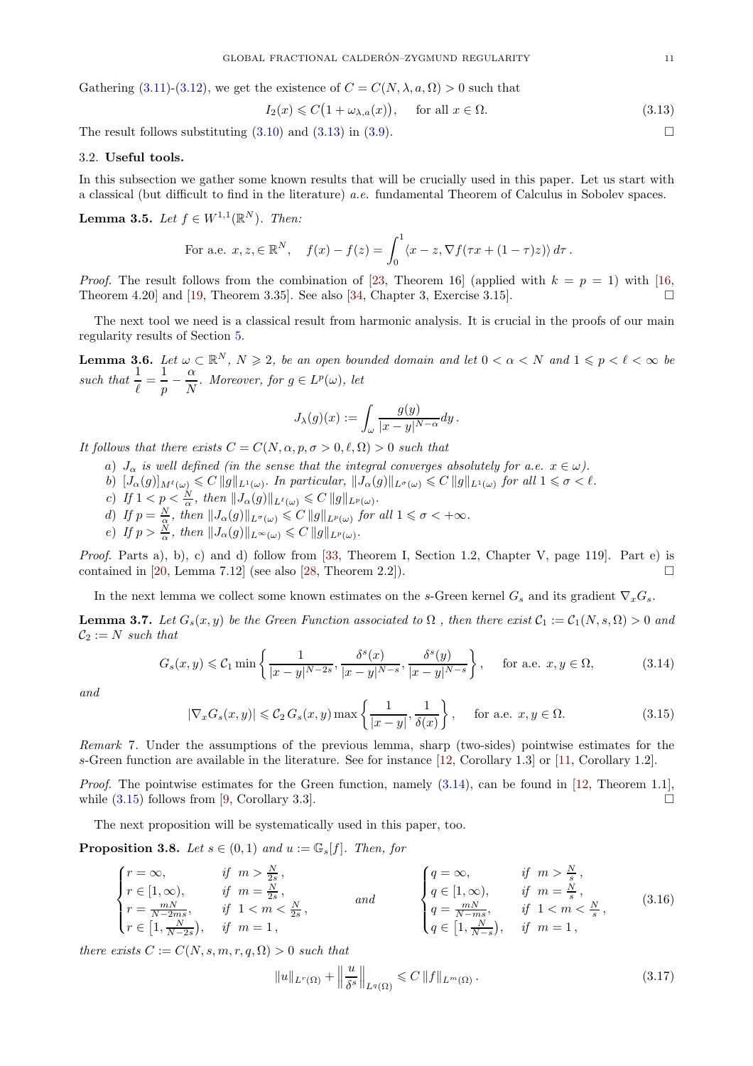Gathering (3.11)-(3.12), we get the existence of $C = C(N, \lambda, a, \Omega) > 0$ such that

$$I_2(x) \leqslant C\big(1 + \omega_{\lambda,a}(x)\big), \quad \text{for all } x \in \Omega. \tag{3.13}$$

The result follows substituting (3.10) and (3.13) in (3.9). □

### 3.2. Useful tools.

In this subsection we gather some known results that will be crucially used in this paper. Let us start with a classical (but difficult to find in the literature) *a.e.* fundamental Theorem of Calculus in Sobolev spaces.

**Lemma 3.5.** *Let $f \in W^{1,1}(\mathbb{R}^N)$. Then:*

$$\text{For a.e. } x, z, \in \mathbb{R}^N, \quad f(x) - f(z) = \int_0^1 \langle x - z, \nabla f(\tau x + (1-\tau)z)\rangle \, d\tau \,.$$

*Proof.* The result follows from the combination of [23, Theorem 16] (applied with $k = p = 1$) with [16, Theorem 4.20] and [19, Theorem 3.35]. See also [34, Chapter 3, Exercise 3.15]. □

The next tool we need is a classical result from harmonic analysis. It is crucial in the proofs of our main regularity results of Section 5.

**Lemma 3.6.** *Let $\omega \subset \mathbb{R}^N$, $N \geqslant 2$, be an open bounded domain and let $0 < \alpha < N$ and $1 \leqslant p < \ell < \infty$ be such that $\dfrac{1}{\ell} = \dfrac{1}{p} - \dfrac{\alpha}{N}$. Moreover, for $g \in L^p(\omega)$, let*

$$J_\lambda(g)(x) := \int_\omega \frac{g(y)}{|x-y|^{N-\alpha}} dy \,.$$

*It follows that there exists $C = C(N, \alpha, p, \sigma > 0, \ell, \Omega) > 0$ such that*

*a) $J_\alpha$ is well defined (in the sense that the integral converges absolutely for a.e. $x \in \omega$).*
*b) $[J_\alpha(g)]_{M^\ell(\omega)} \leqslant C \|g\|_{L^1(\omega)}$. In particular, $\|J_\alpha(g)\|_{L^\sigma(\omega)} \leqslant C \|g\|_{L^1(\omega)}$ for all $1 \leqslant \sigma < \ell$.*
*c) If $1 < p < \frac{N}{\alpha}$, then $\|J_\alpha(g)\|_{L^\ell(\omega)} \leqslant C \|g\|_{L^p(\omega)}$.*
*d) If $p = \frac{N}{\alpha}$, then $\|J_\alpha(g)\|_{L^\sigma(\omega)} \leqslant C \|g\|_{L^p(\omega)}$ for all $1 \leqslant \sigma < +\infty$.*
*e) If $p > \frac{N}{\alpha}$, then $\|J_\alpha(g)\|_{L^\infty(\omega)} \leqslant C \|g\|_{L^p(\omega)}$.*

*Proof.* Parts a), b), c) and d) follow from [33, Theorem I, Section 1.2, Chapter V, page 119]. Part e) is contained in [20, Lemma 7.12] (see also [28, Theorem 2.2]). □

In the next lemma we collect some known estimates on the $s$-Green kernel $G_s$ and its gradient $\nabla_x G_s$.

**Lemma 3.7.** *Let $G_s(x, y)$ be the Green Function associated to $\Omega$ , then there exist $\mathcal{C}_1 := \mathcal{C}_1(N, s, \Omega) > 0$ and $\mathcal{C}_2 := N$ such that*

$$G_s(x, y) \leqslant \mathcal{C}_1 \min\left\{\frac{1}{|x-y|^{N-2s}}, \frac{\delta^s(x)}{|x-y|^{N-s}}, \frac{\delta^s(y)}{|x-y|^{N-s}}\right\}, \quad \text{for a.e. } x, y \in \Omega, \tag{3.14}$$

*and*

$$|\nabla_x G_s(x, y)| \leqslant \mathcal{C}_2 \, G_s(x, y) \max\left\{\frac{1}{|x-y|}, \frac{1}{\delta(x)}\right\}, \quad \text{for a.e. } x, y \in \Omega. \tag{3.15}$$

*Remark* 7. Under the assumptions of the previous lemma, sharp (two-sides) pointwise estimates for the $s$-Green function are available in the literature. See for instance [12, Corollary 1.3] or [11, Corollary 1.2].

*Proof.* The pointwise estimates for the Green function, namely (3.14), can be found in [12, Theorem 1.1], while (3.15) follows from [9, Corollary 3.3]. □

The next proposition will be systematically used in this paper, too.

**Proposition 3.8.** *Let $s \in (0, 1)$ and $u := \mathbb{G}_s[f]$. Then, for*

$$\begin{cases} r = \infty, & \text{if } \ m > \frac{N}{2s}\,, \\ r \in [1, \infty), & \text{if } \ m = \frac{N}{2s}\,, \\ r = \frac{mN}{N-2ms}, & \text{if } \ 1 < m < \frac{N}{2s}\,, \\ r \in \big[1, \frac{N}{N-2s}\big), & \text{if } \ m = 1\,, \end{cases} \qquad \text{and} \qquad \begin{cases} q = \infty, & \text{if } \ m > \frac{N}{s}\,, \\ q \in [1, \infty), & \text{if } \ m = \frac{N}{s}\,, \\ q = \frac{mN}{N-ms}, & \text{if } \ 1 < m < \frac{N}{s}\,, \\ q \in \big[1, \frac{N}{N-s}\big), & \text{if } \ m = 1\,, \end{cases} \tag{3.16}$$

*there exists $C := C(N, s, m, r, q, \Omega) > 0$ such that*

$$\|u\|_{L^r(\Omega)} + \left\|\frac{u}{\delta^s}\right\|_{L^q(\Omega)} \leqslant C \|f\|_{L^m(\Omega)} \,. \tag{3.17}$$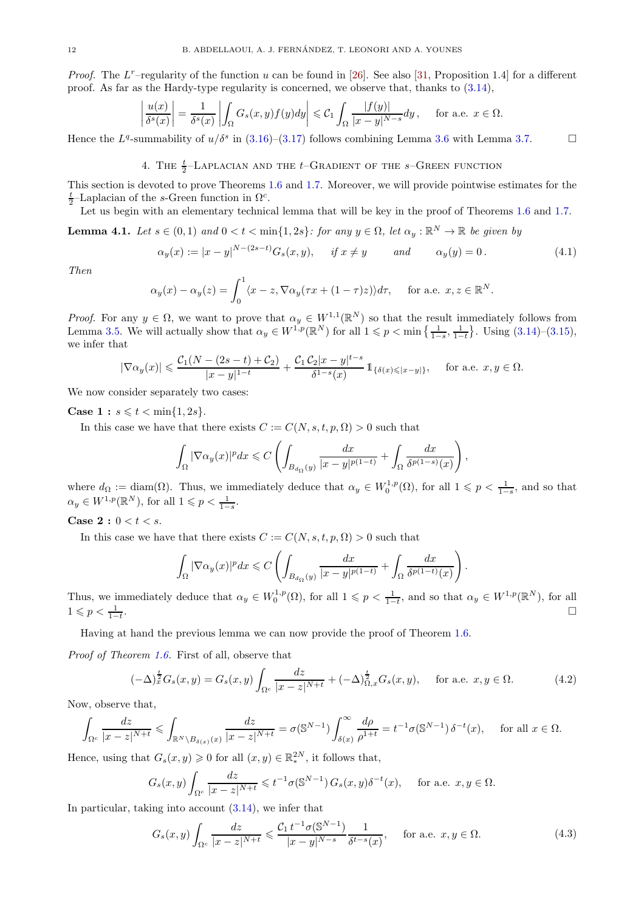*Proof.* The $L^r$–regularity of the function $u$ can be found in [26]. See also [31, Proposition 1.4] for a different proof. As far as the Hardy-type regularity is concerned, we observe that, thanks to (3.14),

$$\left|\frac{u(x)}{\delta^s(x)}\right| = \frac{1}{\delta^s(x)}\left|\int_\Omega G_s(x,y)f(y)dy\right| \leqslant \mathcal{C}_1 \int_\Omega \frac{|f(y)|}{|x-y|^{N-s}}dy\,, \quad \text{for a.e. } x\in\Omega.$$

Hence the $L^q$-summability of $u/\delta^s$ in (3.16)–(3.17) follows combining Lemma 3.6 with Lemma 3.7. □

## 4. The $\frac{t}{2}$–Laplacian and the $t$–Gradient of the $s$–Green function

This section is devoted to prove Theorems 1.6 and 1.7. Moreover, we will provide pointwise estimates for the $\frac{t}{2}$–Laplacian of the $s$-Green function in $\Omega^c$.

Let us begin with an elementary technical lemma that will be key in the proof of Theorems 1.6 and 1.7.

**Lemma 4.1.** *Let $s\in(0,1)$ and $0<t<\min\{1,2s\}$: for any $y\in\Omega$, let $\alpha_y:\mathbb{R}^N\to\mathbb{R}$ be given by*

$$\alpha_y(x) := |x-y|^{N-(2s-t)}G_s(x,y), \quad \text{if } x\neq y \quad \text{and} \quad \alpha_y(y)=0\,. \tag{4.1}$$

*Then*

$$\alpha_y(x)-\alpha_y(z) = \int_0^1 \langle x-z, \nabla\alpha_y(\tau x+(1-\tau)z)\rangle d\tau, \quad \text{for a.e. } x,z\in\mathbb{R}^N.$$

*Proof.* For any $y\in\Omega$, we want to prove that $\alpha_y\in W^{1,1}(\mathbb{R}^N)$ so that the result immediately follows from Lemma 3.5. We will actually show that $\alpha_y\in W^{1,p}(\mathbb{R}^N)$ for all $1\leqslant p<\min\{\frac{1}{1-s},\frac{1}{1-t}\}$. Using (3.14)–(3.15), we infer that

$$|\nabla\alpha_y(x)| \leqslant \frac{\mathcal{C}_1(N-(2s-t)+\mathcal{C}_2)}{|x-y|^{1-t}} + \frac{\mathcal{C}_1\,\mathcal{C}_2|x-y|^{t-s}}{\delta^{1-s}(x)}\mathbb{1}_{\{\delta(x)\leqslant|x-y|\}}, \quad \text{for a.e. } x,y\in\Omega.$$

We now consider separately two cases:

**Case 1 :** $s\leqslant t<\min\{1,2s\}$.

In this case we have that there exists $C:=C(N,s,t,p,\Omega)>0$ such that

$$\int_\Omega |\nabla\alpha_y(x)|^p dx \leqslant C\left(\int_{B_{d_\Omega}(y)}\frac{dx}{|x-y|^{p(1-t)}} + \int_\Omega\frac{dx}{\delta^{p(1-s)}(x)}\right),$$

where $d_\Omega:=\operatorname{diam}(\Omega)$. Thus, we immediately deduce that $\alpha_y\in W_0^{1,p}(\Omega)$, for all $1\leqslant p<\frac{1}{1-s}$, and so that $\alpha_y\in W^{1,p}(\mathbb{R}^N)$, for all $1\leqslant p<\frac{1}{1-s}$.

**Case 2 :** $0<t<s$.

In this case we have that there exists $C:=C(N,s,t,p,\Omega)>0$ such that

$$\int_\Omega |\nabla\alpha_y(x)|^p dx \leqslant C\left(\int_{B_{d_\Omega}(y)}\frac{dx}{|x-y|^{p(1-t)}} + \int_\Omega\frac{dx}{\delta^{p(1-t)}(x)}\right).$$

Thus, we immediately deduce that $\alpha_y\in W_0^{1,p}(\Omega)$, for all $1\leqslant p<\frac{1}{1-t}$, and so that $\alpha_y\in W^{1,p}(\mathbb{R}^N)$, for all $1\leqslant p<\frac{1}{1-t}$. □

Having at hand the previous lemma we can now provide the proof of Theorem 1.6.

*Proof of Theorem 1.6.* First of all, observe that

$$(-\Delta)_x^{\frac{t}{2}}G_s(x,y) = G_s(x,y)\int_{\Omega^c}\frac{dz}{|x-z|^{N+t}} + (-\Delta)_{\Omega,x}^{\frac{t}{2}}G_s(x,y), \quad \text{for a.e. } x,y\in\Omega. \tag{4.2}$$

Now, observe that,

$$\int_{\Omega^c}\frac{dz}{|x-z|^{N+t}} \leqslant \int_{\mathbb{R}^N\setminus B_{\delta(x)}(x)}\frac{dz}{|x-z|^{N+t}} = \sigma(\mathbb{S}^{N-1})\int_{\delta(x)}^\infty\frac{d\rho}{\rho^{1+t}} = t^{-1}\sigma(\mathbb{S}^{N-1})\,\delta^{-t}(x), \quad \text{for all } x\in\Omega.$$

Hence, using that $G_s(x,y)\geqslant 0$ for all $(x,y)\in\mathbb{R}_*^{2N}$, it follows that,

$$G_s(x,y)\int_{\Omega^c}\frac{dz}{|x-z|^{N+t}} \leqslant t^{-1}\sigma(\mathbb{S}^{N-1})\,G_s(x,y)\delta^{-t}(x), \quad \text{for a.e. } x,y\in\Omega.$$

In particular, taking into account (3.14), we infer that

$$G_s(x,y)\int_{\Omega^c}\frac{dz}{|x-z|^{N+t}} \leqslant \frac{\mathcal{C}_1\,t^{-1}\sigma(\mathbb{S}^{N-1})}{|x-y|^{N-s}}\frac{1}{\delta^{t-s}(x)}, \quad \text{for a.e. } x,y\in\Omega. \tag{4.3}$$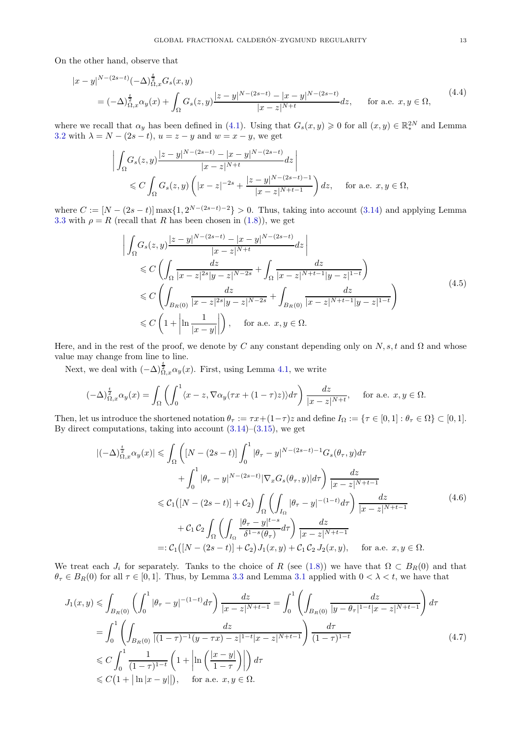On the other hand, observe that

$$
\begin{aligned}
&|x-y|^{N-(2s-t)}(-\Delta)^{\frac{t}{2}}_{\Omega,x}G_s(x,y) \\
&= (-\Delta)^{\frac{t}{2}}_{\Omega,x}\alpha_y(x) + \int_\Omega G_s(z,y)\frac{|z-y|^{N-(2s-t)}-|x-y|^{N-(2s-t)}}{|x-z|^{N+t}}dz, \qquad \text{for a.e. } x,y\in\Omega,
\end{aligned} \tag{4.4}
$$

where we recall that $\alpha_y$ has been defined in (4.1). Using that $G_s(x,y)\geqslant 0$ for all $(x,y)\in\mathbb{R}^{2N}_*$ and Lemma 3.2 with $\lambda = N-(2s-t)$, $u=z-y$ and $w=x-y$, we get

$$
\begin{aligned}
&\left|\int_\Omega G_s(z,y)\frac{|z-y|^{N-(2s-t)}-|x-y|^{N-(2s-t)}}{|x-z|^{N+t}}dz\right| \\
&\qquad \leqslant C\int_\Omega G_s(z,y)\left(|x-z|^{-2s}+\frac{|z-y|^{N-(2s-t)-1}}{|x-z|^{N+t-1}}\right)dz, \qquad \text{for a.e. } x,y\in\Omega,
\end{aligned}
$$

where $C := [N-(2s-t)]\max\{1,2^{N-(2s-t)-2}\}>0$. Thus, taking into account (3.14) and applying Lemma 3.3 with $\rho=R$ (recall that $R$ has been chosen in (1.8)), we get

$$
\begin{aligned}
&\left|\int_\Omega G_s(z,y)\frac{|z-y|^{N-(2s-t)}-|x-y|^{N-(2s-t)}}{|x-z|^{N+t}}dz\right| \\
&\qquad \leqslant C\left(\int_\Omega \frac{dz}{|x-z|^{2s}|y-z|^{N-2s}}+\int_\Omega\frac{dz}{|x-z|^{N+t-1}|y-z|^{1-t}}\right) \\
&\qquad \leqslant C\left(\int_{B_R(0)} \frac{dz}{|x-z|^{2s}|y-z|^{N-2s}}+\int_{B_R(0)}\frac{dz}{|x-z|^{N+t-1}|y-z|^{1-t}}\right) \\
&\qquad \leqslant C\left(1+\left|\ln\frac{1}{|x-y|}\right|\right), \qquad \text{for a.e. } x,y\in\Omega.
\end{aligned} \tag{4.5}
$$

Here, and in the rest of the proof, we denote by $C$ any constant depending only on $N,s,t$ and $\Omega$ and whose value may change from line to line.

Next, we deal with $(-\Delta)^{\frac{t}{2}}_{\Omega,x}\alpha_y(x)$. First, using Lemma 4.1, we write

$$
(-\Delta)^{\frac{t}{2}}_{\Omega,x}\alpha_y(x) = \int_\Omega\left(\int_0^1\langle x-z,\nabla\alpha_y(\tau x+(1-\tau)z)\rangle d\tau\right)\frac{dz}{|x-z|^{N+t}}, \qquad \text{for a.e. } x,y\in\Omega.
$$

Then, let us introduce the shortened notation $\theta_\tau := \tau x+(1-\tau)z$ and define $I_\Omega := \{\tau\in[0,1] : \theta_\tau\in\Omega\}\subset[0,1]$. By direct computations, taking into account (3.14)–(3.15), we get

$$
\begin{aligned}
|(-\Delta)^{\frac{t}{2}}_{\Omega,x}\alpha_y(x)| &\leqslant \int_\Omega\Bigg([N-(2s-t)]\int_0^1|\theta_\tau-y|^{N-(2s-t)-1}G_s(\theta_\tau,y)d\tau \\
&\qquad + \int_0^1|\theta_\tau-y|^{N-(2s-t)}|\nabla_x G_s(\theta_\tau,y)|d\tau\Bigg)\frac{dz}{|x-z|^{N+t-1}} \\
&\leqslant \mathcal{C}_1\big([N-(2s-t)]+\mathcal{C}_2\big)\int_\Omega\left(\int_{I_\Omega}|\theta_\tau-y|^{-(1-t)}d\tau\right)\frac{dz}{|x-z|^{N+t-1}} \\
&\qquad + \mathcal{C}_1\,\mathcal{C}_2\int_\Omega\left(\int_{I_\Omega}\frac{|\theta_\tau-y|^{t-s}}{\delta^{1-s}(\theta_\tau)}d\tau\right)\frac{dz}{|x-z|^{N+t-1}} \\
&=: \mathcal{C}_1\big([N-(2s-t)]+\mathcal{C}_2\big)J_1(x,y)+\mathcal{C}_1\,\mathcal{C}_2\,J_2(x,y), \qquad \text{for a.e. } x,y\in\Omega.
\end{aligned} \tag{4.6}
$$

We treat each $J_i$ for separately. Tanks to the choice of $R$ (see (1.8)) we have that $\Omega\subset B_R(0)$ and that $\theta_\tau\in B_R(0)$ for all $\tau\in[0,1]$. Thus, by Lemma 3.3 and Lemma 3.1 applied with $0<\lambda<t$, we have that

$$
\begin{aligned}
J_1(x,y) &\leqslant \int_{B_R(0)}\left(\int_0^1|\theta_\tau-y|^{-(1-t)}d\tau\right)\frac{dz}{|x-z|^{N+t-1}} = \int_0^1\left(\int_{B_R(0)}\frac{dz}{|y-\theta_\tau|^{1-t}|x-z|^{N+t-1}}\right)d\tau \\
&= \int_0^1\left(\int_{B_R(0)}\frac{dz}{|(1-\tau)^{-1}(y-\tau x)-z|^{1-t}|x-z|^{N+t-1}}\right)\frac{d\tau}{(1-\tau)^{1-t}} \\
&\leqslant C\int_0^1\frac{1}{(1-\tau)^{1-t}}\left(1+\left|\ln\left(\frac{|x-y|}{1-\tau}\right)\right|\right)d\tau \\
&\leqslant C\big(1+\big|\ln|x-y|\big|\big), \qquad \text{for a.e. } x,y\in\Omega.
\end{aligned} \tag{4.7}
$$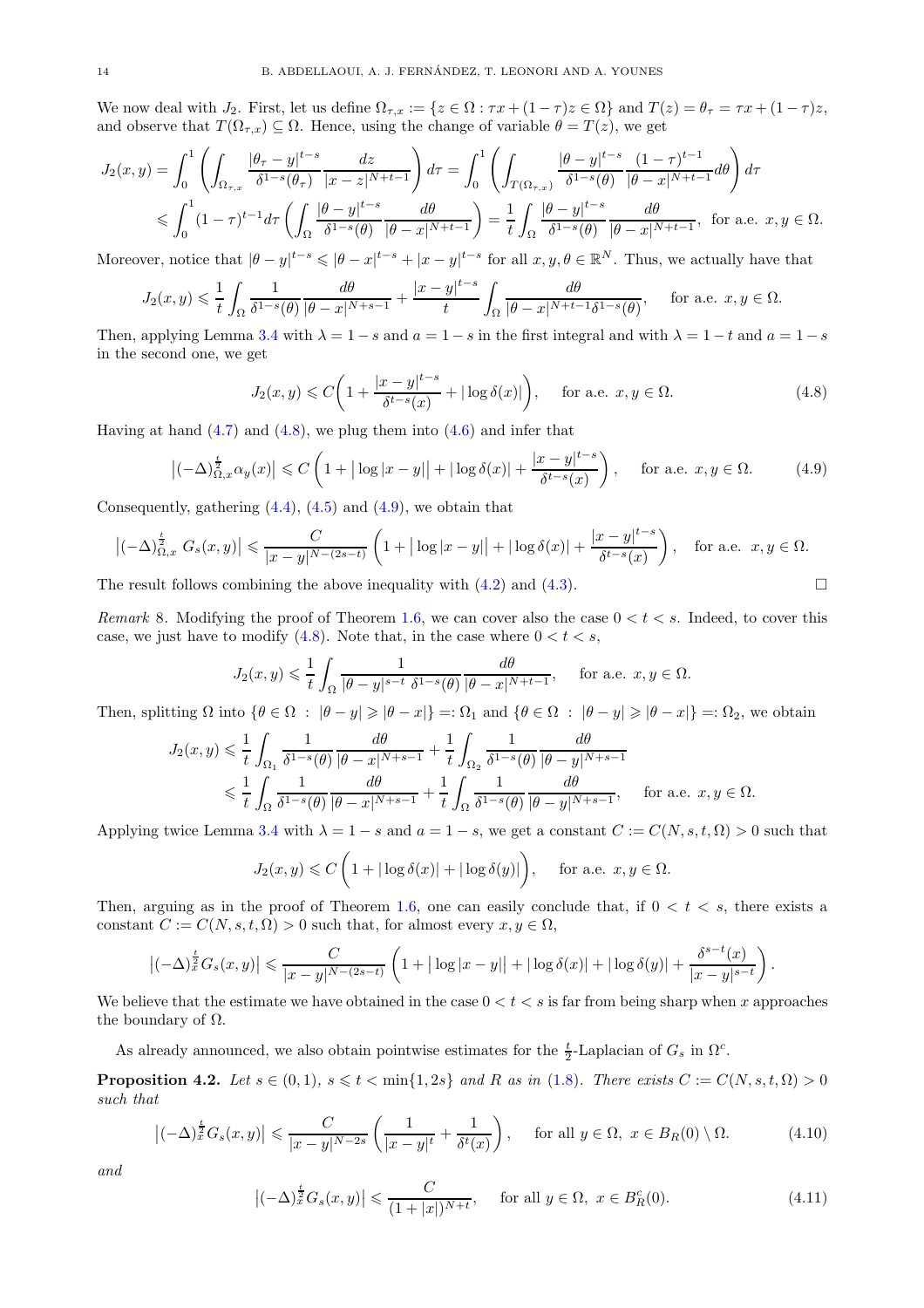We now deal with $J_2$. First, let us define $\Omega_{\tau,x} := \{z \in \Omega : \tau x + (1-\tau)z \in \Omega\}$ and $T(z) = \theta_\tau = \tau x + (1-\tau)z$, and observe that $T(\Omega_{\tau,x}) \subseteq \Omega$. Hence, using the change of variable $\theta = T(z)$, we get

$$
\begin{aligned}
J_2(x,y) &= \int_0^1 \left( \int_{\Omega_{\tau,x}} \frac{|\theta_\tau - y|^{t-s}}{\delta^{1-s}(\theta_\tau)} \frac{dz}{|x-z|^{N+t-1}} \right) d\tau = \int_0^1 \left( \int_{T(\Omega_{\tau,x})} \frac{|\theta - y|^{t-s}}{\delta^{1-s}(\theta)} \frac{(1-\tau)^{t-1}}{|\theta - x|^{N+t-1}} d\theta \right) d\tau \\
&\leqslant \int_0^1 (1-\tau)^{t-1} d\tau \left( \int_\Omega \frac{|\theta - y|^{t-s}}{\delta^{1-s}(\theta)} \frac{d\theta}{|\theta - x|^{N+t-1}} \right) = \frac{1}{t} \int_\Omega \frac{|\theta - y|^{t-s}}{\delta^{1-s}(\theta)} \frac{d\theta}{|\theta - x|^{N+t-1}}, \ \text{ for a.e. } x, y \in \Omega.
\end{aligned}
$$

Moreover, notice that $|\theta - y|^{t-s} \leqslant |\theta - x|^{t-s} + |x-y|^{t-s}$ for all $x, y, \theta \in \mathbb{R}^N$. Thus, we actually have that

$$
J_2(x,y) \leqslant \frac{1}{t} \int_\Omega \frac{1}{\delta^{1-s}(\theta)} \frac{d\theta}{|\theta - x|^{N+s-1}} + \frac{|x-y|^{t-s}}{t} \int_\Omega \frac{d\theta}{|\theta - x|^{N+t-1} \delta^{1-s}(\theta)}, \quad \text{for a.e. } x, y \in \Omega.
$$

Then, applying Lemma 3.4 with $\lambda = 1-s$ and $a = 1-s$ in the first integral and with $\lambda = 1-t$ and $a = 1-s$ in the second one, we get

$$
J_2(x,y) \leqslant C\left(1 + \frac{|x-y|^{t-s}}{\delta^{t-s}(x)} + |\log \delta(x)|\right), \quad \text{for a.e. } x, y \in \Omega. \tag{4.8}
$$

Having at hand (4.7) and (4.8), we plug them into (4.6) and infer that

$$
\left|(-\Delta)^{\frac{t}{2}}_{\Omega,x} \alpha_y(x)\right| \leqslant C\left(1 + \big|\log|x-y|\big| + |\log \delta(x)| + \frac{|x-y|^{t-s}}{\delta^{t-s}(x)}\right), \quad \text{for a.e. } x, y \in \Omega. \tag{4.9}
$$

Consequently, gathering (4.4), (4.5) and (4.9), we obtain that

$$
\left|(-\Delta)^{\frac{t}{2}}_{\Omega,x}\, G_s(x,y)\right| \leqslant \frac{C}{|x-y|^{N-(2s-t)}} \left(1 + \big|\log|x-y|\big| + |\log \delta(x)| + \frac{|x-y|^{t-s}}{\delta^{t-s}(x)}\right), \quad \text{for a.e. } x, y \in \Omega.
$$

The result follows combining the above inequality with (4.2) and (4.3). $\square$

*Remark* 8. Modifying the proof of Theorem 1.6, we can cover also the case $0 < t < s$. Indeed, to cover this case, we just have to modify (4.8). Note that, in the case where $0 < t < s$,

$$
J_2(x,y) \leqslant \frac{1}{t} \int_\Omega \frac{1}{|\theta - y|^{s-t}\ \delta^{1-s}(\theta)} \frac{d\theta}{|\theta - x|^{N+t-1}}, \quad \text{for a.e. } x, y \in \Omega.
$$

Then, splitting $\Omega$ into $\{\theta \in \Omega \ : \ |\theta - y| \geqslant |\theta - x|\} =: \Omega_1$ and $\{\theta \in \Omega \ : \ |\theta - y| \geqslant |\theta - x|\} =: \Omega_2$, we obtain

$$
\begin{aligned}
J_2(x,y) &\leqslant \frac{1}{t} \int_{\Omega_1} \frac{1}{\delta^{1-s}(\theta)} \frac{d\theta}{|\theta - x|^{N+s-1}} + \frac{1}{t} \int_{\Omega_2} \frac{1}{\delta^{1-s}(\theta)} \frac{d\theta}{|\theta - y|^{N+s-1}} \\
&\leqslant \frac{1}{t} \int_{\Omega} \frac{1}{\delta^{1-s}(\theta)} \frac{d\theta}{|\theta - x|^{N+s-1}} + \frac{1}{t} \int_{\Omega} \frac{1}{\delta^{1-s}(\theta)} \frac{d\theta}{|\theta - y|^{N+s-1}}, \quad \text{for a.e. } x, y \in \Omega.
\end{aligned}
$$

Applying twice Lemma 3.4 with $\lambda = 1-s$ and $a = 1-s$, we get a constant $C := C(N,s,t,\Omega) > 0$ such that

$$
J_2(x,y) \leqslant C\left(1 + |\log \delta(x)| + |\log \delta(y)|\right), \quad \text{for a.e. } x, y \in \Omega.
$$

Then, arguing as in the proof of Theorem 1.6, one can easily conclude that, if $0 < t < s$, there exists a constant $C := C(N,s,t,\Omega) > 0$ such that, for almost every $x, y \in \Omega$,

$$
\left|(-\Delta)^{\frac{t}{2}}_x G_s(x,y)\right| \leqslant \frac{C}{|x-y|^{N-(2s-t)}} \left(1 + \big|\log|x-y|\big| + |\log \delta(x)| + |\log \delta(y)| + \frac{\delta^{s-t}(x)}{|x-y|^{s-t}}\right).
$$

We believe that the estimate we have obtained in the case $0 < t < s$ is far from being sharp when $x$ approaches the boundary of $\Omega$.

As already announced, we also obtain pointwise estimates for the $\frac{t}{2}$-Laplacian of $G_s$ in $\Omega^c$.

**Proposition 4.2.** *Let $s \in (0,1)$, $s \leqslant t < \min\{1, 2s\}$ and $R$ as in (1.8). There exists $C := C(N,s,t,\Omega) > 0$ such that*

$$
\left|(-\Delta)^{\frac{t}{2}}_x G_s(x,y)\right| \leqslant \frac{C}{|x-y|^{N-2s}} \left(\frac{1}{|x-y|^t} + \frac{1}{\delta^t(x)}\right), \quad \text{for all } y \in \Omega,\ x \in B_R(0) \setminus \Omega. \tag{4.10}
$$

*and*

$$
\left|(-\Delta)^{\frac{t}{2}}_x G_s(x,y)\right| \leqslant \frac{C}{(1+|x|)^{N+t}}, \quad \text{for all } y \in \Omega,\ x \in B_R^c(0). \tag{4.11}
$$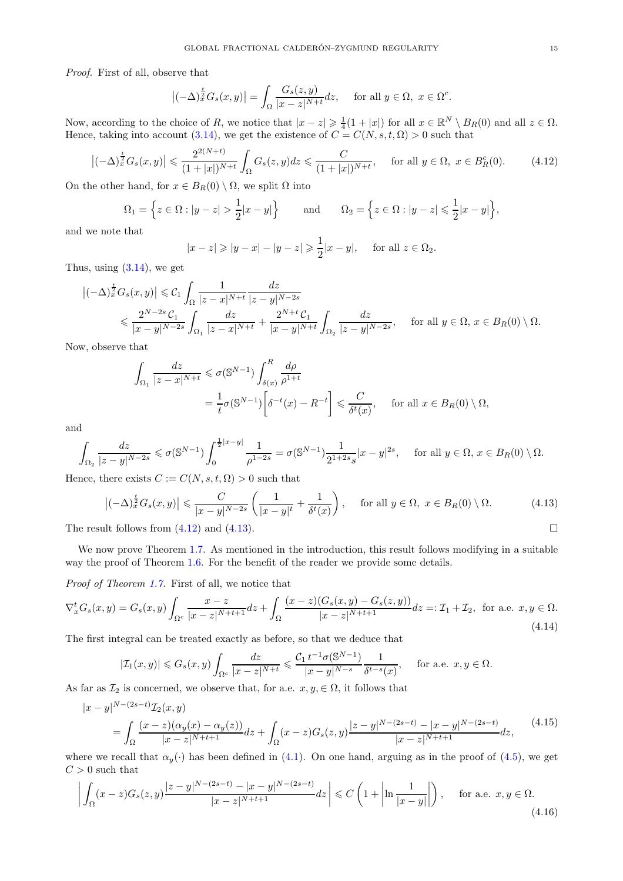*Proof.* First of all, observe that

$$\left|(-\Delta)_x^{\frac{t}{2}} G_s(x,y)\right| = \int_\Omega \frac{G_s(z,y)}{|x-z|^{N+t}} dz, \quad \text{for all } y \in \Omega,\ x \in \Omega^c.$$

Now, according to the choice of $R$, we notice that $|x-z| \geqslant \frac{1}{4}(1+|x|)$ for all $x \in \mathbb{R}^N \setminus B_R(0)$ and all $z \in \Omega$. Hence, taking into account (3.14), we get the existence of $C = C(N,s,t,\Omega) > 0$ such that

$$\left|(-\Delta)_x^{\frac{t}{2}} G_s(x,y)\right| \leqslant \frac{2^{2(N+t)}}{(1+|x|)^{N+t}} \int_\Omega G_s(z,y) dz \leqslant \frac{C}{(1+|x|)^{N+t}}, \quad \text{for all } y \in \Omega,\ x \in B_R^c(0). \tag{4.12}$$

On the other hand, for $x \in B_R(0) \setminus \Omega$, we split $\Omega$ into

$$\Omega_1 = \Big\{ z \in \Omega : |y-z| > \frac{1}{2}|x-y| \Big\} \qquad \text{and} \qquad \Omega_2 = \Big\{ z \in \Omega : |y-z| \leqslant \frac{1}{2}|x-y| \Big\},$$

and we note that

$$|x-z| \geqslant |y-x| - |y-z| \geqslant \frac{1}{2}|x-y|, \quad \text{for all } z \in \Omega_2.$$

Thus, using (3.14), we get

$$\begin{aligned}
\left|(-\Delta)_x^{\frac{t}{2}} G_s(x,y)\right| &\leqslant \mathcal{C}_1 \int_\Omega \frac{1}{|z-x|^{N+t}} \frac{dz}{|z-y|^{N-2s}} \\
&\leqslant \frac{2^{N-2s}\mathcal{C}_1}{|x-y|^{N-2s}} \int_{\Omega_1} \frac{dz}{|z-x|^{N+t}} + \frac{2^{N+t}\mathcal{C}_1}{|x-y|^{N+t}} \int_{\Omega_2} \frac{dz}{|z-y|^{N-2s}}, \quad \text{for all } y \in \Omega,\ x \in B_R(0) \setminus \Omega.
\end{aligned}$$

Now, observe that

$$\begin{aligned}
\int_{\Omega_1} \frac{dz}{|z-x|^{N+t}} &\leqslant \sigma(\mathbb{S}^{N-1}) \int_{\delta(x)}^R \frac{d\rho}{\rho^{1+t}} \\
&= \frac{1}{t}\sigma(\mathbb{S}^{N-1}) \Big[ \delta^{-t}(x) - R^{-t} \Big] \leqslant \frac{C}{\delta^t(x)}, \quad \text{for all } x \in B_R(0) \setminus \Omega,
\end{aligned}$$

and

$$\int_{\Omega_2} \frac{dz}{|z-y|^{N-2s}} \leqslant \sigma(\mathbb{S}^{N-1}) \int_0^{\frac{1}{2}|x-y|} \frac{1}{\rho^{1-2s}} = \sigma(\mathbb{S}^{N-1}) \frac{1}{2^{1+2s}s} |x-y|^{2s}, \quad \text{for all } y \in \Omega,\ x \in B_R(0) \setminus \Omega.$$

Hence, there exists $C := C(N,s,t,\Omega) > 0$ such that

$$\left|(-\Delta)_x^{\frac{t}{2}} G_s(x,y)\right| \leqslant \frac{C}{|x-y|^{N-2s}} \left( \frac{1}{|x-y|^t} + \frac{1}{\delta^t(x)} \right), \quad \text{for all } y \in \Omega,\ x \in B_R(0) \setminus \Omega. \tag{4.13}$$

The result follows from (4.12) and (4.13). $\square$

We now prove Theorem 1.7. As mentioned in the introduction, this result follows modifying in a suitable way the proof of Theorem 1.6. For the benefit of the reader we provide some details.

*Proof of Theorem 1.7.* First of all, we notice that

$$\nabla_x^t G_s(x,y) = G_s(x,y) \int_{\Omega^c} \frac{x-z}{|x-z|^{N+t+1}} dz + \int_\Omega \frac{(x-z)(G_s(x,y) - G_s(z,y))}{|x-z|^{N+t+1}} dz =: \mathcal{I}_1 + \mathcal{I}_2, \ \text{ for a.e. } x,y \in \Omega. \tag{4.14}$$

The first integral can be treated exactly as before, so that we deduce that

$$|\mathcal{I}_1(x,y)| \leqslant G_s(x,y) \int_{\Omega^c} \frac{dz}{|x-z|^{N+t}} \leqslant \frac{\mathcal{C}_1\, t^{-1} \sigma(\mathbb{S}^{N-1})}{|x-y|^{N-s}} \frac{1}{\delta^{t-s}(x)}, \quad \text{for a.e. } x,y \in \Omega.$$

As far as $\mathcal{I}_2$ is concerned, we observe that, for a.e. $x, y, \in \Omega$, it follows that

$$\begin{aligned}
&|x-y|^{N-(2s-t)} \mathcal{I}_2(x,y) \\
&\quad = \int_\Omega \frac{(x-z)(\alpha_y(x) - \alpha_y(z))}{|x-z|^{N+t+1}} dz + \int_\Omega (x-z) G_s(z,y) \frac{|z-y|^{N-(2s-t)} - |x-y|^{N-(2s-t)}}{|x-z|^{N+t+1}} dz,
\end{aligned} \tag{4.15}$$

where we recall that $\alpha_y(\cdot)$ has been defined in (4.1). On one hand, arguing as in the proof of (4.5), we get $C > 0$ such that

$$\left| \int_\Omega (x-z) G_s(z,y) \frac{|z-y|^{N-(2s-t)} - |x-y|^{N-(2s-t)}}{|x-z|^{N+t+1}} dz \right| \leqslant C \left( 1 + \left| \ln \frac{1}{|x-y|} \right| \right), \quad \text{for a.e. } x,y \in \Omega. \tag{4.16}$$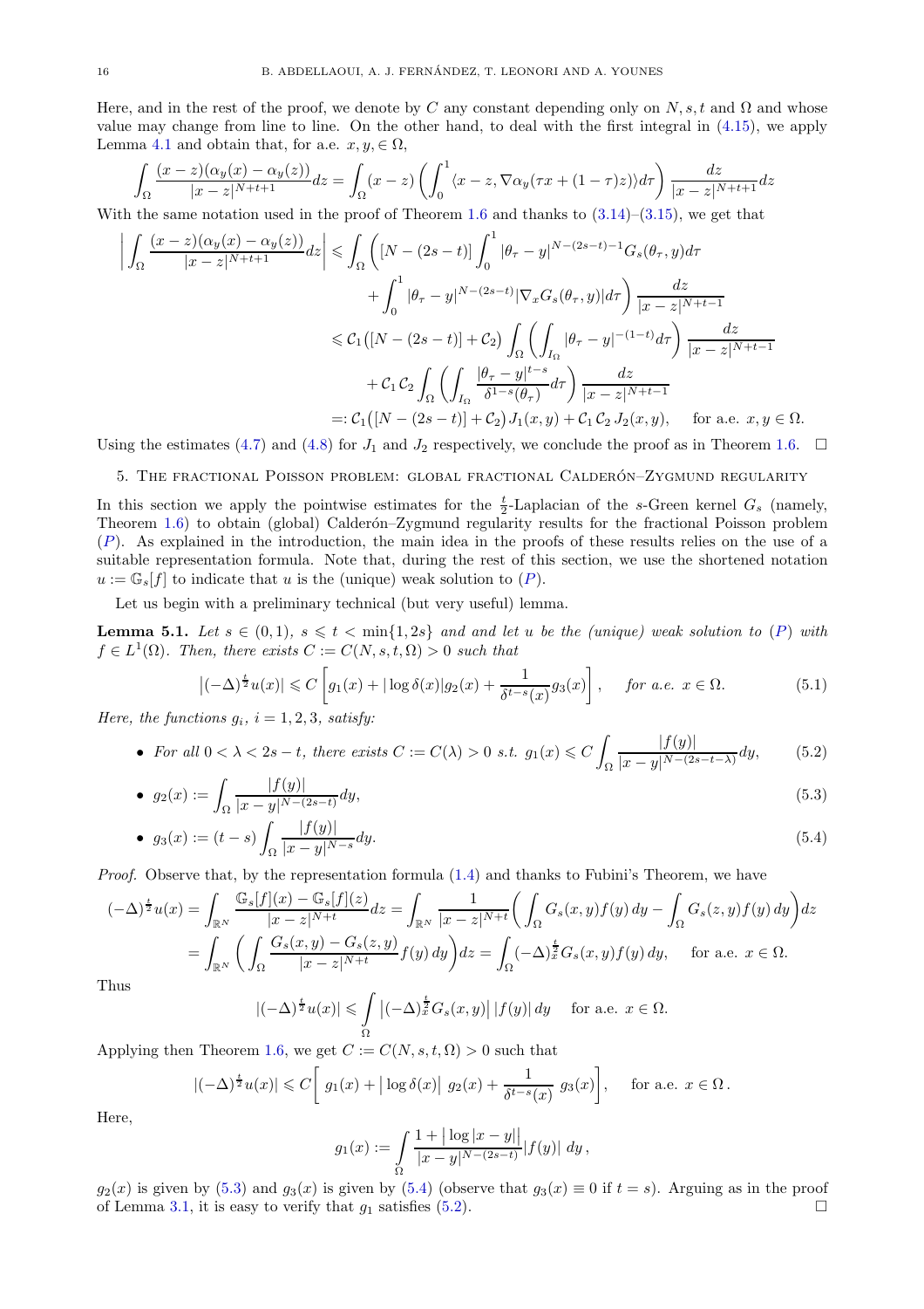Here, and in the rest of the proof, we denote by $C$ any constant depending only on $N, s, t$ and $\Omega$ and whose value may change from line to line. On the other hand, to deal with the first integral in (4.15), we apply Lemma 4.1 and obtain that, for a.e. $x, y, \in \Omega$,

$$\int_\Omega \frac{(x-z)(\alpha_y(x)-\alpha_y(z))}{|x-z|^{N+t+1}}dz = \int_\Omega (x-z)\left(\int_0^1 \langle x-z, \nabla \alpha_y(\tau x + (1-\tau)z)\rangle d\tau\right)\frac{dz}{|x-z|^{N+t+1}}dz$$

With the same notation used in the proof of Theorem 1.6 and thanks to (3.14)–(3.15), we get that

$$\begin{aligned}
\left|\int_\Omega \frac{(x-z)(\alpha_y(x)-\alpha_y(z))}{|x-z|^{N+t+1}}dz\right| &\leqslant \int_\Omega \left([N-(2s-t)]\int_0^1 |\theta_\tau - y|^{N-(2s-t)-1} G_s(\theta_\tau, y)d\tau \right. \\
&\qquad \left. + \int_0^1 |\theta_\tau - y|^{N-(2s-t)} |\nabla_x G_s(\theta_\tau, y)| d\tau\right)\frac{dz}{|x-z|^{N+t-1}} \\
&\leqslant \mathcal{C}_1\big([N-(2s-t)]+\mathcal{C}_2\big)\int_\Omega \left(\int_{I_\Omega} |\theta_\tau - y|^{-(1-t)} d\tau\right)\frac{dz}{|x-z|^{N+t-1}} \\
&\qquad + \mathcal{C}_1\,\mathcal{C}_2 \int_\Omega \left(\int_{I_\Omega} \frac{|\theta_\tau - y|^{t-s}}{\delta^{1-s}(\theta_\tau)} d\tau\right)\frac{dz}{|x-z|^{N+t-1}} \\
&=: \mathcal{C}_1\big([N-(2s-t)]+\mathcal{C}_2\big) J_1(x,y) + \mathcal{C}_1\,\mathcal{C}_2\, J_2(x,y), \quad \text{ for a.e. } x, y \in \Omega.
\end{aligned}$$

Using the estimates (4.7) and (4.8) for $J_1$ and $J_2$ respectively, we conclude the proof as in Theorem 1.6. $\square$

## 5. The fractional Poisson problem: global fractional Calderón–Zygmund regularity

In this section we apply the pointwise estimates for the $\frac{t}{2}$-Laplacian of the $s$-Green kernel $G_s$ (namely, Theorem 1.6) to obtain (global) Calderón–Zygmund regularity results for the fractional Poisson problem ($P$). As explained in the introduction, the main idea in the proofs of these results relies on the use of a suitable representation formula. Note that, during the rest of this section, we use the shortened notation $u := \mathbb{G}_s[f]$ to indicate that $u$ is the (unique) weak solution to ($P$).

Let us begin with a preliminary technical (but very useful) lemma.

**Lemma 5.1.** *Let $s \in (0,1)$, $s \leqslant t < \min\{1, 2s\}$ and and let $u$ be the (unique) weak solution to ($P$) with $f \in L^1(\Omega)$. Then, there exists $C := C(N,s,t,\Omega) > 0$ such that*

$$\big|(-\Delta)^{\frac{t}{2}} u(x)\big| \leqslant C\left[g_1(x) + |\log\delta(x)| g_2(x) + \frac{1}{\delta^{t-s}(x)} g_3(x)\right], \quad \text{ for a.e. } x \in \Omega. \tag{5.1}$$

*Here, the functions $g_i$, $i = 1,2,3$, satisfy:*

- *For all $0 < \lambda < 2s - t$, there exists $C := C(\lambda) > 0$ s.t.* $g_1(x) \leqslant C\displaystyle\int_\Omega \frac{|f(y)|}{|x-y|^{N-(2s-t-\lambda)}}dy, \qquad (5.2)$
- $g_2(x) := \displaystyle\int_\Omega \frac{|f(y)|}{|x-y|^{N-(2s-t)}}dy, \qquad (5.3)$
- $g_3(x) := (t-s)\displaystyle\int_\Omega \frac{|f(y)|}{|x-y|^{N-s}}dy. \qquad (5.4)$

*Proof.* Observe that, by the representation formula (1.4) and thanks to Fubini's Theorem, we have

$$\begin{aligned}
(-\Delta)^{\frac{t}{2}} u(x) &= \int_{\mathbb{R}^N} \frac{\mathbb{G}_s[f](x) - \mathbb{G}_s[f](z)}{|x-z|^{N+t}}dz = \int_{\mathbb{R}^N} \frac{1}{|x-z|^{N+t}}\bigg(\int_\Omega G_s(x,y)f(y)\,dy - \int_\Omega G_s(z,y)f(y)\,dy\bigg)dz \\
&= \int_{\mathbb{R}^N}\bigg(\int_\Omega \frac{G_s(x,y)-G_s(z,y)}{|x-z|^{N+t}}f(y)\,dy\bigg)dz = \int_\Omega (-\Delta)_x^{\frac{t}{2}} G_s(x,y) f(y)\,dy, \quad \text{ for a.e. } x \in \Omega.
\end{aligned}$$

Thus

$$|(-\Delta)^{\frac{t}{2}} u(x)| \leqslant \int_\Omega \big|(-\Delta)_x^{\frac{t}{2}} G_s(x,y)\big|\,|f(y)|\,dy \quad \text{ for a.e. } x \in \Omega.$$

Applying then Theorem 1.6, we get $C := C(N,s,t,\Omega) > 0$ such that

$$|(-\Delta)^{\frac{t}{2}} u(x)| \leqslant C\bigg[\; g_1(x) + \big|\log\delta(x)\big|\; g_2(x) + \frac{1}{\delta^{t-s}(x)}\; g_3(x)\bigg], \quad \text{ for a.e. } x \in \Omega\,.$$

Here,

$$g_1(x) := \int_\Omega \frac{1 + \big|\log|x-y|\big|}{|x-y|^{N-(2s-t)}}|f(y)|\;dy\,,$$

$g_2(x)$ is given by (5.3) and $g_3(x)$ is given by (5.4) (observe that $g_3(x) \equiv 0$ if $t = s$). Arguing as in the proof of Lemma 3.1, it is easy to verify that $g_1$ satisfies (5.2). $\square$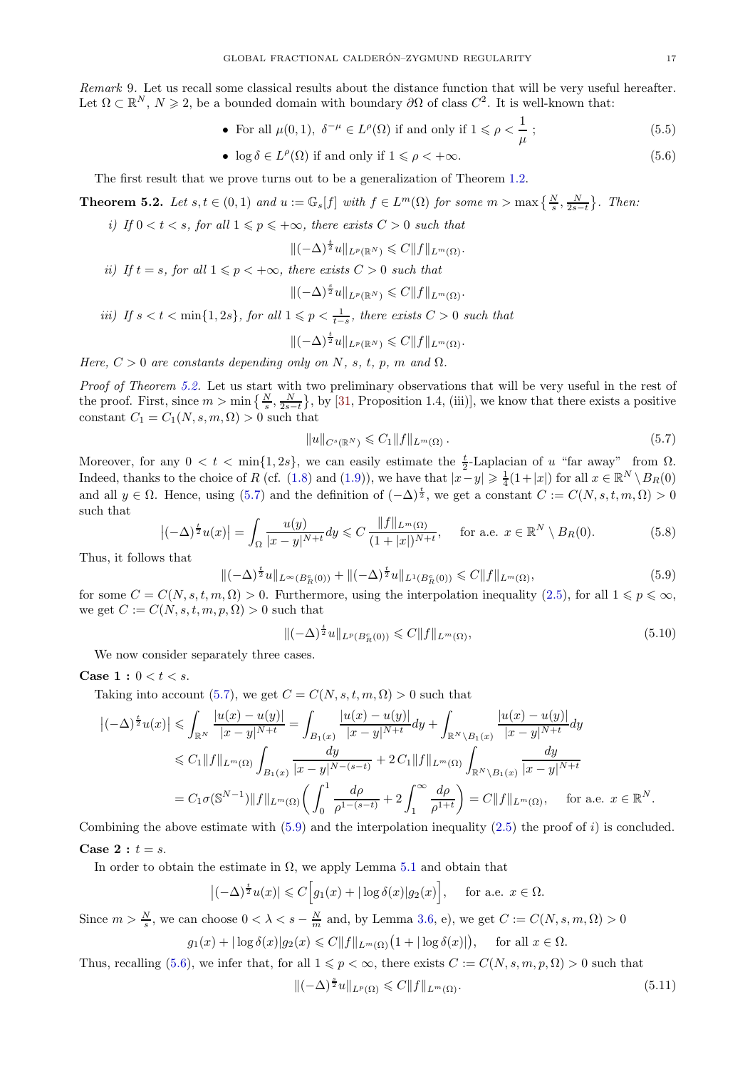*Remark* 9. Let us recall some classical results about the distance function that will be very useful hereafter. Let $\Omega \subset \mathbb{R}^N$, $N \geqslant 2$, be a bounded domain with boundary $\partial\Omega$ of class $C^2$. It is well-known that:

- For all $\mu(0,1)$, $\delta^{-\mu} \in L^\rho(\Omega)$ if and only if $1 \leqslant \rho < \dfrac{1}{\mu}$ ; $\quad$ (5.5)
- $\log \delta \in L^\rho(\Omega)$ if and only if $1 \leqslant \rho < +\infty$. $\quad$ (5.6)

The first result that we prove turns out to be a generalization of Theorem 1.2.

**Theorem 5.2.** *Let $s, t \in (0,1)$ and $u := \mathbb{G}_s[f]$ with $f \in L^m(\Omega)$ for some $m > \max\{\frac{N}{s}, \frac{N}{2s-t}\}$. Then:*

*i) If $0 < t < s$, for all $1 \leqslant p \leqslant +\infty$, there exists $C > 0$ such that*

$$\|(-\Delta)^{\frac{t}{2}} u\|_{L^p(\mathbb{R}^N)} \leqslant C\|f\|_{L^m(\Omega)}.$$

*ii) If $t = s$, for all $1 \leqslant p < +\infty$, there exists $C > 0$ such that*

$$\|(-\Delta)^{\frac{s}{2}} u\|_{L^p(\mathbb{R}^N)} \leqslant C\|f\|_{L^m(\Omega)}.$$

*iii) If $s < t < \min\{1, 2s\}$, for all $1 \leqslant p < \frac{1}{t-s}$, there exists $C > 0$ such that*

$$\|(-\Delta)^{\frac{t}{2}} u\|_{L^p(\mathbb{R}^N)} \leqslant C\|f\|_{L^m(\Omega)}.$$

*Here, $C > 0$ are constants depending only on $N$, $s$, $t$, $p$, $m$ and $\Omega$.*

*Proof of Theorem 5.2.* Let us start with two preliminary observations that will be very useful in the rest of the proof. First, since $m > \min\{\frac{N}{s}, \frac{N}{2s-t}\}$, by [31, Proposition 1.4, (iii)], we know that there exists a positive constant $C_1 = C_1(N, s, m, \Omega) > 0$ such that

$$\|u\|_{C^s(\mathbb{R}^N)} \leqslant C_1\|f\|_{L^m(\Omega)}. \tag{5.7}$$

Moreover, for any $0 < t < \min\{1, 2s\}$, we can easily estimate the $\frac{t}{2}$-Laplacian of $u$ "far away" from $\Omega$. Indeed, thanks to the choice of $R$ (cf. (1.8) and (1.9)), we have that $|x-y| \geqslant \frac{1}{4}(1+|x|)$ for all $x \in \mathbb{R}^N \setminus B_R(0)$ and all $y \in \Omega$. Hence, using (5.7) and the definition of $(-\Delta)^{\frac{t}{2}}$, we get a constant $C := C(N, s, t, m, \Omega) > 0$ such that

$$\left|(-\Delta)^{\frac{t}{2}} u(x)\right| = \int_\Omega \frac{u(y)}{|x-y|^{N+t}} dy \leqslant C\, \frac{\|f\|_{L^m(\Omega)}}{(1+|x|)^{N+t}}, \quad \text{for a.e. } x \in \mathbb{R}^N \setminus B_R(0). \tag{5.8}$$

Thus, it follows that

$$\|(-\Delta)^{\frac{t}{2}} u\|_{L^\infty(B_R^c(0))} + \|(-\Delta)^{\frac{t}{2}} u\|_{L^1(B_R^c(0))} \leqslant C\|f\|_{L^m(\Omega)}, \tag{5.9}$$

for some $C = C(N, s, t, m, \Omega) > 0$. Furthermore, using the interpolation inequality (2.5), for all $1 \leqslant p \leqslant \infty$, we get $C := C(N, s, t, m, p, \Omega) > 0$ such that

$$\|(-\Delta)^{\frac{t}{2}} u\|_{L^p(B_R^c(0))} \leqslant C\|f\|_{L^m(\Omega)}, \tag{5.10}$$

We now consider separately three cases.

**Case 1 :** $0 < t < s$.

Taking into account (5.7), we get $C = C(N, s, t, m, \Omega) > 0$ such that

$$\begin{aligned}
\left|(-\Delta)^{\frac{t}{2}} u(x)\right| &\leqslant \int_{\mathbb{R}^N} \frac{|u(x)-u(y)|}{|x-y|^{N+t}} = \int_{B_1(x)} \frac{|u(x)-u(y)|}{|x-y|^{N+t}} dy + \int_{\mathbb{R}^N \setminus B_1(x)} \frac{|u(x)-u(y)|}{|x-y|^{N+t}} dy \\
&\leqslant C_1\|f\|_{L^m(\Omega)} \int_{B_1(x)} \frac{dy}{|x-y|^{N-(s-t)}} + 2\,C_1\|f\|_{L^m(\Omega)} \int_{\mathbb{R}^N \setminus B_1(x)} \frac{dy}{|x-y|^{N+t}} \\
&= C_1 \sigma(\mathbb{S}^{N-1})\|f\|_{L^m(\Omega)} \left( \int_0^1 \frac{d\rho}{\rho^{1-(s-t)}} + 2\int_1^\infty \frac{d\rho}{\rho^{1+t}} \right) = C\|f\|_{L^m(\Omega)}, \quad \text{for a.e. } x \in \mathbb{R}^N.
\end{aligned}$$

Combining the above estimate with (5.9) and the interpolation inequality (2.5) the proof of $i)$ is concluded.

**Case 2 :** $t = s$.

In order to obtain the estimate in $\Omega$, we apply Lemma 5.1 and obtain that

$$\left|(-\Delta)^{\frac{t}{2}} u(x)\right| \leqslant C\Big[g_1(x) + |\log \delta(x)| g_2(x)\Big], \quad \text{for a.e. } x \in \Omega.$$

Since $m > \frac{N}{s}$, we can choose $0 < \lambda < s - \frac{N}{m}$ and, by Lemma 3.6, e), we get $C := C(N, s, m, \Omega) > 0$

$$g_1(x) + |\log \delta(x)| g_2(x) \leqslant C\|f\|_{L^m(\Omega)}\big(1 + |\log \delta(x)|\big), \quad \text{for all } x \in \Omega.$$

Thus, recalling (5.6), we infer that, for all $1 \leqslant p < \infty$, there exists $C := C(N, s, m, p, \Omega) > 0$ such that

$$\|(-\Delta)^{\frac{s}{2}} u\|_{L^p(\Omega)} \leqslant C\|f\|_{L^m(\Omega)}. \tag{5.11}$$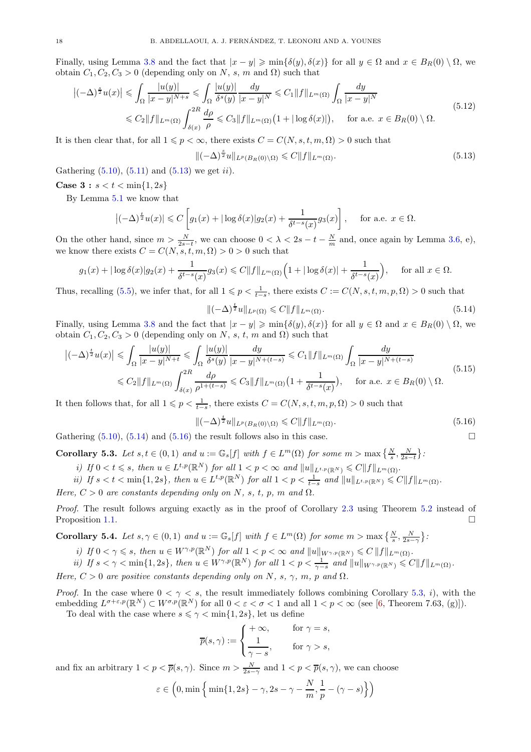Finally, using Lemma 3.8 and the fact that $|x-y| \geqslant \min\{\delta(y), \delta(x)\}$ for all $y \in \Omega$ and $x \in B_R(0) \setminus \Omega$, we obtain $C_1, C_2, C_3 > 0$ (depending only on $N$, $s$, $m$ and $\Omega$) such that

$$
\begin{aligned}
\big|(-\Delta)^{\frac{s}{2}} u(x)\big| &\leqslant \int_\Omega \frac{|u(y)|}{|x-y|^{N+s}} \leqslant \int_\Omega \frac{|u(y)|}{\delta^s(y)} \frac{dy}{|x-y|^N} \leqslant C_1 \|f\|_{L^m(\Omega)} \int_\Omega \frac{dy}{|x-y|^N} \\
&\leqslant C_2 \|f\|_{L^m(\Omega)} \int_{\delta(x)}^{2R} \frac{d\rho}{\rho} \leqslant C_3 \|f\|_{L^m(\Omega)} \big(1 + |\log \delta(x)|\big), \quad \text{for a.e. } x \in B_R(0) \setminus \Omega.
\end{aligned} \tag{5.12}
$$

It is then clear that, for all $1 \leqslant p < \infty$, there exists $C = C(N, s, t, m, \Omega) > 0$ such that

$$
\|(-\Delta)^{\frac{s}{2}} u\|_{L^p(B_R(0)\setminus\Omega)} \leqslant C \|f\|_{L^m(\Omega)}. \tag{5.13}
$$

Gathering (5.10), (5.11) and (5.13) we get *ii*).

**Case 3 :** $s < t < \min\{1, 2s\}$

By Lemma 5.1 we know that

$$
\big|(-\Delta)^{\frac{t}{2}} u(x)\big| \leqslant C \left[ g_1(x) + |\log \delta(x)| g_2(x) + \frac{1}{\delta^{t-s}(x)} g_3(x) \right], \quad \text{for a.e. } x \in \Omega.
$$

On the other hand, since $m > \frac{N}{2s-t}$, we can choose $0 < \lambda < 2s - t - \frac{N}{m}$ and, once again by Lemma 3.6, e), we know there exists $C = C(N, s, t, m, \Omega) > 0 > 0$ such that

$$
g_1(x) + |\log \delta(x)| g_2(x) + \frac{1}{\delta^{t-s}(x)} g_3(x) \leqslant C \|f\|_{L^m(\Omega)} \Big(1 + |\log \delta(x)| + \frac{1}{\delta^{t-s}(x)}\Big), \quad \text{for all } x \in \Omega.
$$

Thus, recalling (5.5), we infer that, for all $1 \leqslant p < \frac{1}{t-s}$, there exists $C := C(N, s, t, m, p, \Omega) > 0$ such that

$$
\|(-\Delta)^{\frac{t}{2}} u\|_{L^p(\Omega)} \leqslant C \|f\|_{L^m(\Omega)}. \tag{5.14}
$$

Finally, using Lemma 3.8 and the fact that $|x-y| \geqslant \min\{\delta(y), \delta(x)\}$ for all $y \in \Omega$ and $x \in B_R(0) \setminus \Omega$, we obtain $C_1, C_2, C_3 > 0$ (depending only on $N$, $s$, $t$, $m$ and $\Omega$) such that

$$
\begin{aligned}
\big|(-\Delta)^{\frac{t}{2}} u(x)\big| &\leqslant \int_\Omega \frac{|u(y)|}{|x-y|^{N+t}} \leqslant \int_\Omega \frac{|u(y)|}{\delta^s(y)} \frac{dy}{|x-y|^{N+(t-s)}} \leqslant C_1 \|f\|_{L^m(\Omega)} \int_\Omega \frac{dy}{|x-y|^{N+(t-s)}} \\
&\leqslant C_2 \|f\|_{L^m(\Omega)} \int_{\delta(x)}^{2R} \frac{d\rho}{\rho^{1+(t-s)}} \leqslant C_3 \|f\|_{L^m(\Omega)} \big(1 + \frac{1}{\delta^{t-s}(x)}\big), \quad \text{for a.e. } x \in B_R(0) \setminus \Omega.
\end{aligned} \tag{5.15}
$$

It then follows that, for all $1 \leqslant p < \frac{1}{t-s}$, there exists $C = C(N, s, t, m, p, \Omega) > 0$ such that

$$
\|(-\Delta)^{\frac{t}{2}} u\|_{L^p(B_R(0)\setminus\Omega)} \leqslant C \|f\|_{L^m(\Omega)}. \tag{5.16}
$$

Gathering (5.10), (5.14) and (5.16) the result follows also in this case. $\square$

**Corollary 5.3.** *Let $s, t \in (0,1)$ and $u := \mathbb{G}_s[f]$ with $f \in L^m(\Omega)$ for some $m > \max\big\{\frac{N}{s}, \frac{N}{2s-t}\big\}$:*

*i) If $0 < t \leqslant s$, then $u \in L^{t,p}(\mathbb{R}^N)$ for all $1 < p < \infty$ and $\|u\|_{L^{t,p}(\mathbb{R}^N)} \leqslant C \|f\|_{L^m(\Omega)}$.*

*ii) If $s < t < \min\{1, 2s\}$, then $u \in L^{t,p}(\mathbb{R}^N)$ for all $1 < p < \frac{1}{t-s}$ and $\|u\|_{L^{t,p}(\mathbb{R}^N)} \leqslant C \|f\|_{L^m(\Omega)}$.*

*Here, $C > 0$ are constants depending only on $N$, $s$, $t$, $p$, $m$ and $\Omega$.*

*Proof.* The result follows arguing exactly as in the proof of Corollary 2.3 using Theorem 5.2 instead of Proposition 1.1. $\square$

**Corollary 5.4.** *Let $s, \gamma \in (0,1)$ and $u := \mathbb{G}_s[f]$ with $f \in L^m(\Omega)$ for some $m > \max\big\{\frac{N}{s}, \frac{N}{2s-\gamma}\big\}$:*

*i) If $0 < \gamma \leqslant s$, then $u \in W^{\gamma,p}(\mathbb{R}^N)$ for all $1 < p < \infty$ and $\|u\|_{W^{\gamma,p}(\mathbb{R}^N)} \leqslant C \, \|f\|_{L^m(\Omega)}$.*

*ii) If $s < \gamma < \min\{1, 2s\}$, then $u \in W^{\gamma,p}(\mathbb{R}^N)$ for all $1 < p < \frac{1}{\gamma - s}$ and $\|u\|_{W^{\gamma,p}(\mathbb{R}^N)} \leqslant C \|f\|_{L^m(\Omega)}$.*

*Here, $C > 0$ are positive constants depending only on $N$, $s$, $\gamma$, $m$, $p$ and $\Omega$.*

*Proof.* In the case where $0 < \gamma < s$, the result immediately follows combining Corollary 5.3, *i*), with the embedding $L^{\sigma+\varepsilon,p}(\mathbb{R}^N) \subset W^{\sigma,p}(\mathbb{R}^N)$ for all $0 < \varepsilon < \sigma < 1$ and all $1 < p < \infty$ (see [6, Theorem 7.63, (g)]).

To deal with the case where $s \leqslant \gamma < \min\{1, 2s\}$, let us define

$$
\overline{p}(s,\gamma) := \begin{cases} +\infty, & \text{for } \gamma = s, \\ \dfrac{1}{\gamma - s}, & \text{for } \gamma > s, \end{cases}
$$

and fix an arbitrary $1 < p < \overline{p}(s,\gamma)$. Since $m > \frac{N}{2s-\gamma}$ and $1 < p < \overline{p}(s,\gamma)$, we can choose

$$
\varepsilon \in \Big(0, \min\Big\{ \min\{1, 2s\} - \gamma, 2s - \gamma - \frac{N}{m}, \frac{1}{p} - (\gamma - s) \Big\}\Big)
$$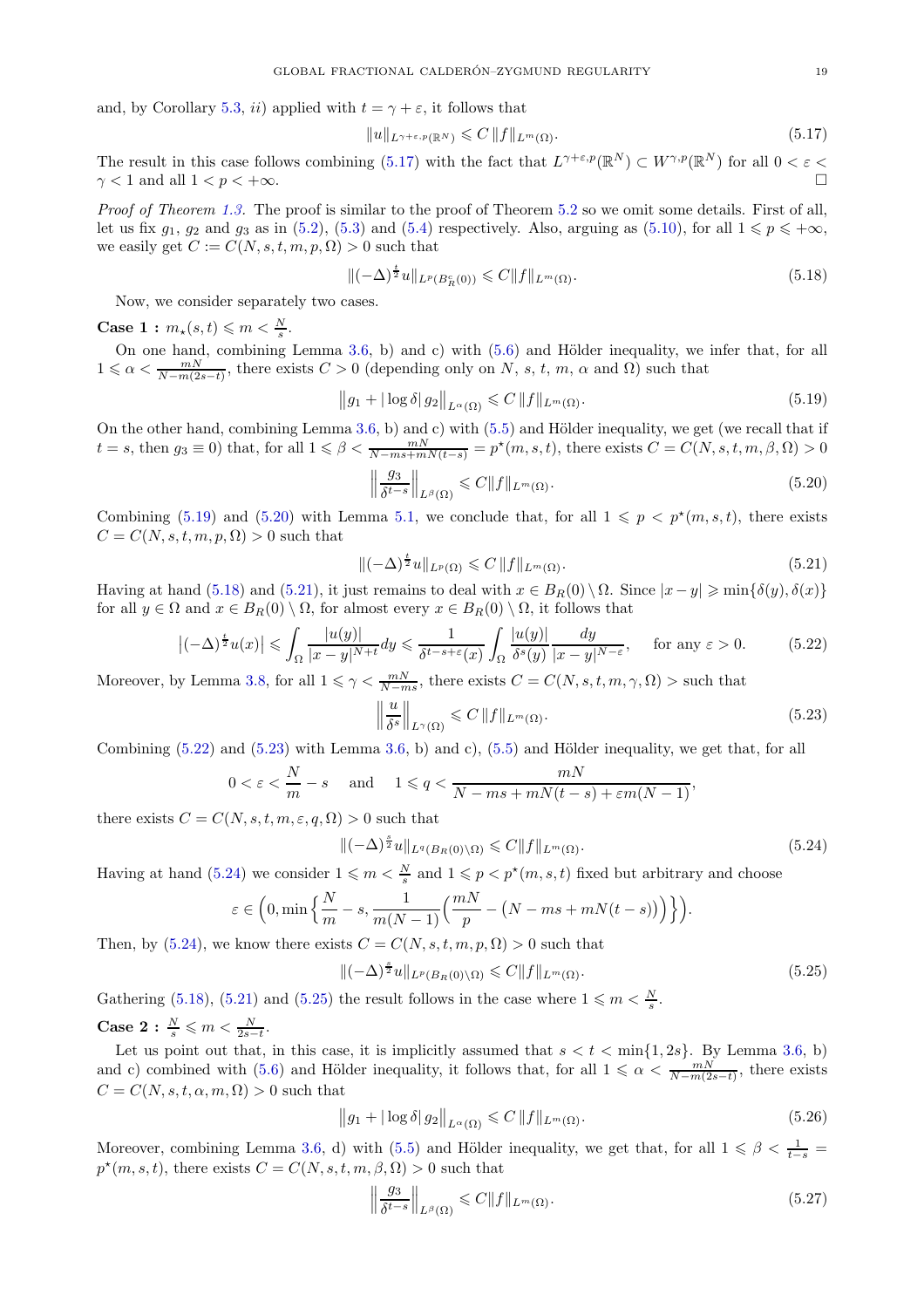and, by Corollary 5.3, *ii)* applied with $t = \gamma + \varepsilon$, it follows that

$$\|u\|_{L^{\gamma+\varepsilon,p}(\mathbb{R}^N)} \leqslant C\,\|f\|_{L^m(\Omega)}. \tag{5.17}$$

The result in this case follows combining (5.17) with the fact that $L^{\gamma+\varepsilon,p}(\mathbb{R}^N) \subset W^{\gamma,p}(\mathbb{R}^N)$ for all $0 < \varepsilon < \gamma < 1$ and all $1 < p < +\infty$. □

*Proof of Theorem 1.3.* The proof is similar to the proof of Theorem 5.2 so we omit some details. First of all, let us fix $g_1$, $g_2$ and $g_3$ as in (5.2), (5.3) and (5.4) respectively. Also, arguing as (5.10), for all $1 \leqslant p \leqslant +\infty$, we easily get $C := C(N,s,t,m,p,\Omega) > 0$ such that

$$\|(-\Delta)^{\frac{t}{2}} u\|_{L^p(B_R^c(0))} \leqslant C\|f\|_{L^m(\Omega)}. \tag{5.18}$$

Now, we consider separately two cases.

**Case 1 :** $m_\star(s,t) \leqslant m < \frac{N}{s}$.

On one hand, combining Lemma 3.6, b) and c) with (5.6) and Hölder inequality, we infer that, for all $1 \leqslant \alpha < \frac{mN}{N-m(2s-t)}$, there exists $C > 0$ (depending only on $N$, $s$, $t$, $m$, $\alpha$ and $\Omega$) such that

$$\big\|g_1 + |\log\delta|\, g_2\big\|_{L^\alpha(\Omega)} \leqslant C\,\|f\|_{L^m(\Omega)}. \tag{5.19}$$

On the other hand, combining Lemma 3.6, b) and c) with (5.5) and Hölder inequality, we get (we recall that if $t = s$, then $g_3 \equiv 0$) that, for all $1 \leqslant \beta < \frac{mN}{N-ms+mN(t-s)} = p^\star(m,s,t)$, there exists $C = C(N,s,t,m,\beta,\Omega) > 0$

$$\Big\|\frac{g_3}{\delta^{t-s}}\Big\|_{L^\beta(\Omega)} \leqslant C\|f\|_{L^m(\Omega)}. \tag{5.20}$$

Combining (5.19) and (5.20) with Lemma 5.1, we conclude that, for all $1 \leqslant p < p^\star(m,s,t)$, there exists $C = C(N,s,t,m,p,\Omega) > 0$ such that

$$\|(-\Delta)^{\frac{t}{2}} u\|_{L^p(\Omega)} \leqslant C\,\|f\|_{L^m(\Omega)}. \tag{5.21}$$

Having at hand (5.18) and (5.21), it just remains to deal with $x \in B_R(0) \setminus \Omega$. Since $|x-y| \geqslant \min\{\delta(y),\delta(x)\}$ for all $y \in \Omega$ and $x \in B_R(0)\setminus\Omega$, for almost every $x \in B_R(0)\setminus\Omega$, it follows that

$$\big|(-\Delta)^{\frac{t}{2}} u(x)\big| \leqslant \int_\Omega \frac{|u(y)|}{|x-y|^{N+t}}dy \leqslant \frac{1}{\delta^{t-s+\varepsilon}(x)} \int_\Omega \frac{|u(y)|}{\delta^s(y)} \frac{dy}{|x-y|^{N-\varepsilon}}, \quad \text{for any } \varepsilon > 0. \tag{5.22}$$

Moreover, by Lemma 3.8, for all $1 \leqslant \gamma < \frac{mN}{N-ms}$, there exists $C = C(N,s,t,m,\gamma,\Omega) >$ such that

$$\Big\|\frac{u}{\delta^s}\Big\|_{L^\gamma(\Omega)} \leqslant C\,\|f\|_{L^m(\Omega)}. \tag{5.23}$$

Combining (5.22) and (5.23) with Lemma 3.6, b) and c), (5.5) and Hölder inequality, we get that, for all

$$0 < \varepsilon < \frac{N}{m} - s \quad \text{ and } \quad 1 \leqslant q < \frac{mN}{N-ms+mN(t-s)+\varepsilon m(N-1)},$$

there exists $C = C(N,s,t,m,\varepsilon,q,\Omega) > 0$ such that

$$\|(-\Delta)^{\frac{s}{2}} u\|_{L^q(B_R(0)\setminus\Omega)} \leqslant C\|f\|_{L^m(\Omega)}. \tag{5.24}$$

Having at hand (5.24) we consider $1 \leqslant m < \frac{N}{s}$ and $1 \leqslant p < p^\star(m,s,t)$ fixed but arbitrary and choose

$$\varepsilon \in \Big(0, \min\Big\{\frac{N}{m} - s, \frac{1}{m(N-1)}\Big(\frac{mN}{p} - \big(N - ms + mN(t-s)\big)\Big)\Big\}\Big).$$

Then, by (5.24), we know there exists $C = C(N,s,t,m,p,\Omega) > 0$ such that

$$\|(-\Delta)^{\frac{s}{2}} u\|_{L^p(B_R(0)\setminus\Omega)} \leqslant C\|f\|_{L^m(\Omega)}. \tag{5.25}$$

Gathering (5.18), (5.21) and (5.25) the result follows in the case where $1 \leqslant m < \frac{N}{s}$.

**Case 2 :** $\frac{N}{s} \leqslant m < \frac{N}{2s-t}$.

Let us point out that, in this case, it is implicitly assumed that $s < t < \min\{1, 2s\}$. By Lemma 3.6, b) and c) combined with (5.6) and Hölder inequality, it follows that, for all $1 \leqslant \alpha < \frac{mN}{N-m(2s-t)}$, there exists $C = C(N,s,t,\alpha,m,\Omega) > 0$ such that

$$\big\|g_1 + |\log\delta|\, g_2\big\|_{L^\alpha(\Omega)} \leqslant C\,\|f\|_{L^m(\Omega)}. \tag{5.26}$$

Moreover, combining Lemma 3.6, d) with (5.5) and Hölder inequality, we get that, for all $1 \leqslant \beta < \frac{1}{t-s} = p^\star(m,s,t)$, there exists $C = C(N,s,t,m,\beta,\Omega) > 0$ such that

$$\Big\|\frac{g_3}{\delta^{t-s}}\Big\|_{L^\beta(\Omega)} \leqslant C\|f\|_{L^m(\Omega)}. \tag{5.27}$$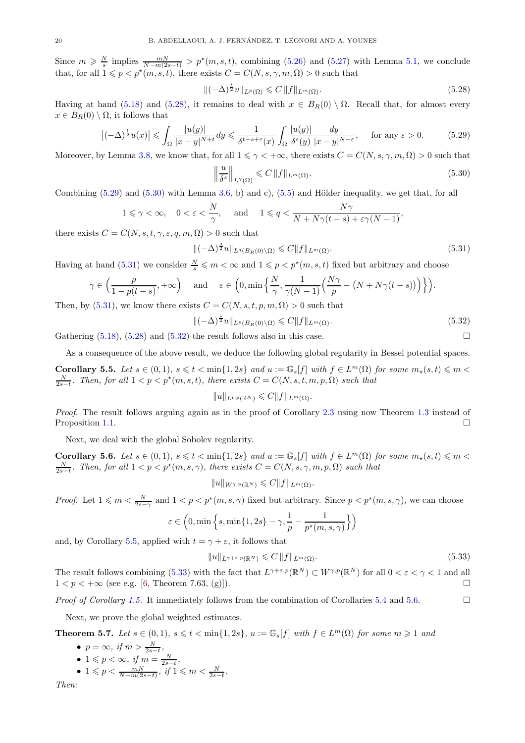Since $m \geqslant \frac{N}{s}$ implies $\frac{mN}{N-m(2s-t)} > p^\star(m,s,t)$, combining (5.26) and (5.27) with Lemma 5.1, we conclude that, for all $1 \leqslant p < p^\star(m,s,t)$, there exists $C = C(N,s,\gamma,m,\Omega) > 0$ such that

$$\|(-\Delta)^{\frac{t}{2}} u\|_{L^p(\Omega)} \leqslant C\,\|f\|_{L^m(\Omega)}. \tag{5.28}$$

Having at hand (5.18) and (5.28), it remains to deal with $x \in B_R(0) \setminus \Omega$. Recall that, for almost every $x \in B_R(0) \setminus \Omega$, it follows that

$$\left|(-\Delta)^{\frac{t}{2}} u(x)\right| \leqslant \int_\Omega \frac{|u(y)|}{|x-y|^{N+t}}dy \leqslant \frac{1}{\delta^{t-s+\varepsilon}(x)} \int_\Omega \frac{|u(y)|}{\delta^s(y)} \frac{dy}{|x-y|^{N-\varepsilon}}, \quad \text{for any } \varepsilon > 0. \tag{5.29}$$

Moreover, by Lemma 3.8, we know that, for all $1 \leqslant \gamma < +\infty$, there exists $C = C(N,s,\gamma,m,\Omega) > 0$ such that

$$\left\| \frac{u}{\delta^s} \right\|_{L^\gamma(\Omega)} \leqslant C\,\|f\|_{L^m(\Omega)}. \tag{5.30}$$

Combining (5.29) and (5.30) with Lemma 3.6, b) and c), (5.5) and Hölder inequality, we get that, for all

$$1 \leqslant \gamma < \infty, \quad 0 < \varepsilon < \frac{N}{\gamma}, \quad \text{ and } \quad 1 \leqslant q < \frac{N\gamma}{N + N\gamma(t-s) + \varepsilon\gamma(N-1)},$$

there exists $C = C(N,s,t,\gamma,\varepsilon,q,m,\Omega) > 0$ such that

$$\|(-\Delta)^{\frac{s}{2}} u\|_{L^q(B_R(0)\setminus\Omega)} \leqslant C\|f\|_{L^m(\Omega)}. \tag{5.31}$$

Having at hand (5.31) we consider $\frac{N}{s} \leqslant m < \infty$ and $1 \leqslant p < p^\star(m,s,t)$ fixed but arbitrary and choose

$$\gamma \in \Big( \frac{p}{1-p(t-s)}, +\infty \Big) \quad \text{ and } \quad \varepsilon \in \Big( 0, \min\Big\{ \frac{N}{\gamma}, \frac{1}{\gamma(N-1)}\Big( \frac{N\gamma}{p} - \big(N + N\gamma(t-s)\big) \Big) \Big\} \Big).$$

Then, by (5.31), we know there exists $C = C(N,s,t,p,m,\Omega) > 0$ such that

$$\|(-\Delta)^{\frac{s}{2}} u\|_{L^p(B_R(0)\setminus\Omega)} \leqslant C\|f\|_{L^m(\Omega)}. \tag{5.32}$$

Gathering (5.18), (5.28) and (5.32) the result follows also in this case. $\square$

As a consequence of the above result, we deduce the following global regularity in Bessel potential spaces.

**Corollary 5.5.** *Let $s \in (0,1)$, $s \leqslant t < \min\{1, 2s\}$ and $u := \mathbb{G}_s[f]$ with $f \in L^m(\Omega)$ for some $m_\star(s,t) \leqslant m < \frac{N}{2s-t}$. Then, for all $1 < p < p^\star(m,s,t)$, there exists $C = C(N,s,t,m,p,\Omega)$ such that*

$$\|u\|_{L^{t,p}(\mathbb{R}^N)} \leqslant C\|f\|_{L^m(\Omega)}.$$

*Proof.* The result follows arguing again as in the proof of Corollary 2.3 using now Theorem 1.3 instead of Proposition 1.1. $\square$

Next, we deal with the global Sobolev regularity.

**Corollary 5.6.** *Let $s \in (0,1)$, $s \leqslant t < \min\{1, 2s\}$ and $u := \mathbb{G}_s[f]$ with $f \in L^m(\Omega)$ for some $m_\star(s,t) \leqslant m < \frac{N}{2s-t}$. Then, for all $1 < p < p^\star(m,s,\gamma)$, there exists $C = C(N,s,\gamma,m,p,\Omega)$ such that*

$$\|u\|_{W^{\gamma,p}(\mathbb{R}^N)} \leqslant C\|f\|_{L^m(\Omega)}.$$

*Proof.* Let $1 \leqslant m < \frac{N}{2s-\gamma}$ and $1 < p < p^\star(m,s,\gamma)$ fixed but arbitrary. Since $p < p^\star(m,s,\gamma)$, we can choose

$$\varepsilon \in \Big( 0, \min\Big\{ s, \min\{1,2s\} - \gamma, \frac{1}{p} - \frac{1}{p^\star(m,s,\gamma)} \Big\} \Big)$$

and, by Corollary 5.5, applied with $t = \gamma + \varepsilon$, it follows that

$$\|u\|_{L^{\gamma+\varepsilon,p}(\mathbb{R}^N)} \leqslant C\,\|f\|_{L^m(\Omega)}. \tag{5.33}$$

The result follows combining (5.33) with the fact that $L^{\gamma+\varepsilon,p}(\mathbb{R}^N) \subset W^{\gamma,p}(\mathbb{R}^N)$ for all $0 < \varepsilon < \gamma < 1$ and all $1 < p < +\infty$ (see e.g. [6, Theorem 7.63, (g)]). $\square$

*Proof of Corollary 1.5.* It immediately follows from the combination of Corollaries 5.4 and 5.6. $\square$

Next, we prove the global weighted estimates.

**Theorem 5.7.** *Let $s \in (0,1)$, $s \leqslant t < \min\{1, 2s\}$, $u := \mathbb{G}_s[f]$ with $f \in L^m(\Omega)$ for some $m \geqslant 1$ and*

- $p = \infty$*, if* $m > \frac{N}{2s-t}$*,*
- $1 \leqslant p < \infty$*, if* $m = \frac{N}{2s-t}$*,*
- $1 \leqslant p < \frac{mN}{N-m(2s-t)}$*, if* $1 \leqslant m < \frac{N}{2s-t}$*.*

*Then:*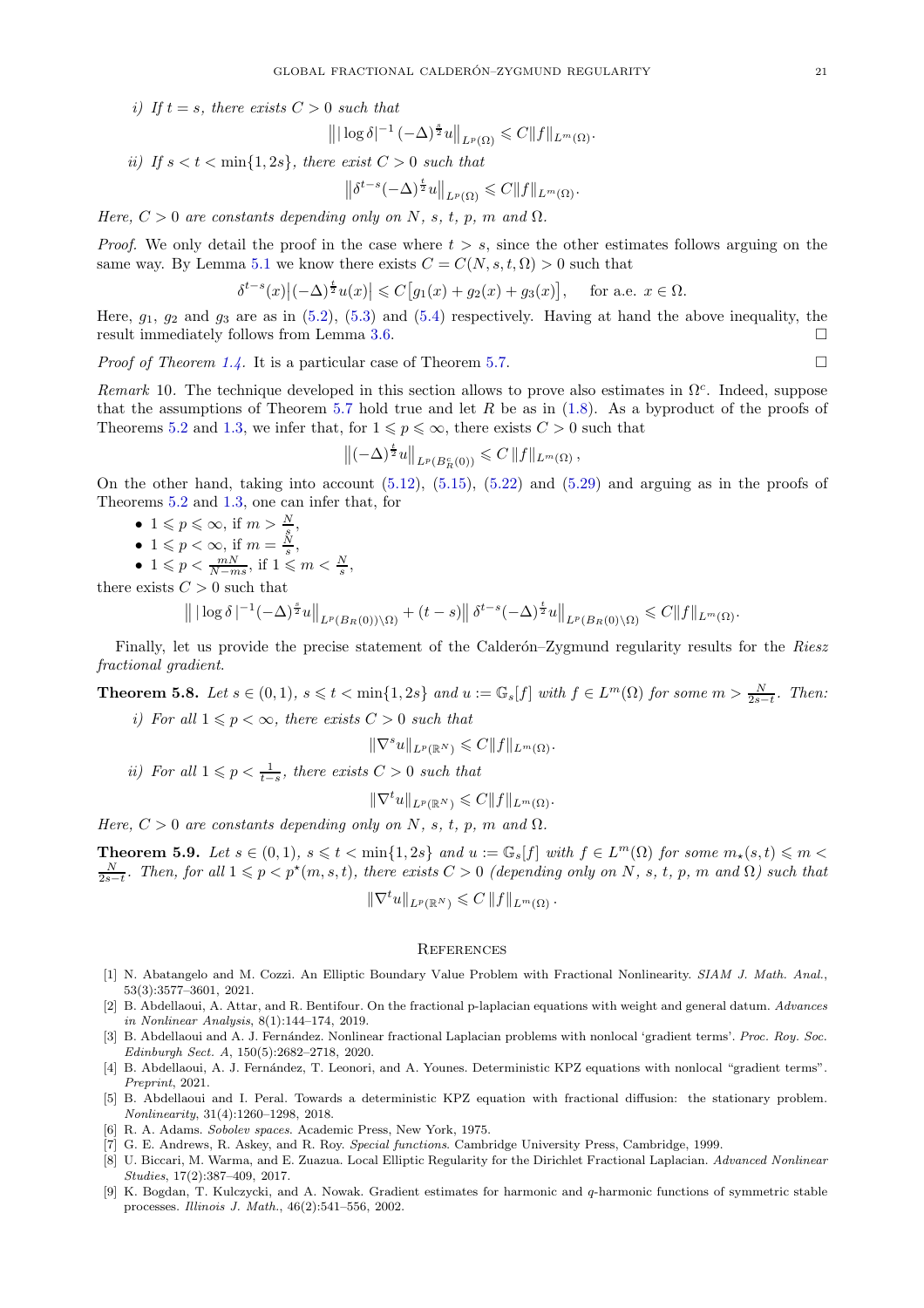*i)* If $t = s$, there exists $C > 0$ such that

$$\big\| |\log \delta|^{-1} (-\Delta)^{\frac{s}{2}} u \big\|_{L^p(\Omega)} \leqslant C \|f\|_{L^m(\Omega)}.$$

*ii)* If $s < t < \min\{1, 2s\}$, there exist $C > 0$ such that

$$\big\| \delta^{t-s} (-\Delta)^{\frac{t}{2}} u \big\|_{L^p(\Omega)} \leqslant C \|f\|_{L^m(\Omega)}.$$

*Here, $C > 0$ are constants depending only on $N$, $s$, $t$, $p$, $m$ and $\Omega$.*

*Proof.* We only detail the proof in the case where $t > s$, since the other estimates follows arguing on the same way. By Lemma 5.1 we know there exists $C = C(N, s, t, \Omega) > 0$ such that

$$\delta^{t-s}(x) \big| (-\Delta)^{\frac{t}{2}} u(x) \big| \leqslant C \big[ g_1(x) + g_2(x) + g_3(x) \big], \quad \text{for a.e. } x \in \Omega.$$

Here, $g_1$, $g_2$ and $g_3$ are as in (5.2), (5.3) and (5.4) respectively. Having at hand the above inequality, the result immediately follows from Lemma 3.6. □

*Proof of Theorem 1.4.* It is a particular case of Theorem 5.7. □

*Remark* 10. The technique developed in this section allows to prove also estimates in $\Omega^c$. Indeed, suppose that the assumptions of Theorem 5.7 hold true and let $R$ be as in (1.8). As a byproduct of the proofs of Theorems 5.2 and 1.3, we infer that, for $1 \leqslant p \leqslant \infty$, there exists $C > 0$ such that

$$\big\| (-\Delta)^{\frac{t}{2}} u \big\|_{L^p(B_R^c(0))} \leqslant C \, \|f\|_{L^m(\Omega)},$$

On the other hand, taking into account (5.12), (5.15), (5.22) and (5.29) and arguing as in the proofs of Theorems 5.2 and 1.3, one can infer that, for

- $1 \leqslant p \leqslant \infty$, if $m > \frac{N}{s}$,
- $1 \leqslant p < \infty$, if $m = \frac{N}{s}$,
- $1 \leqslant p < \frac{mN}{N - ms}$, if $1 \leqslant m < \frac{N}{s}$,

there exists $C > 0$ such that

$$\big\| \, |\log \delta \,|^{-1} (-\Delta)^{\frac{s}{2}} u \big\|_{L^p(B_R(0)) \setminus \Omega)} + (t - s) \big\| \, \delta^{t-s} (-\Delta)^{\frac{t}{2}} u \big\|_{L^p(B_R(0) \setminus \Omega)} \leqslant C \|f\|_{L^m(\Omega)}.$$

Finally, let us provide the precise statement of the Calderón–Zygmund regularity results for the *Riesz fractional gradient*.

**Theorem 5.8.** *Let $s \in (0, 1)$, $s \leqslant t < \min\{1, 2s\}$ and $u := \mathbb{G}_s[f]$ with $f \in L^m(\Omega)$ for some $m > \frac{N}{2s - t}$. Then:*

*i)* For all $1 \leqslant p < \infty$, there exists $C > 0$ such that

$$\|\nabla^s u\|_{L^p(\mathbb{R}^N)} \leqslant C \|f\|_{L^m(\Omega)}.$$

*ii)* For all $1 \leqslant p < \frac{1}{t - s}$, there exists $C > 0$ such that

$$\|\nabla^t u\|_{L^p(\mathbb{R}^N)} \leqslant C \|f\|_{L^m(\Omega)}.$$

*Here, $C > 0$ are constants depending only on $N$, $s$, $t$, $p$, $m$ and $\Omega$.*

**Theorem 5.9.** *Let $s \in (0, 1)$, $s \leqslant t < \min\{1, 2s\}$ and $u := \mathbb{G}_s[f]$ with $f \in L^m(\Omega)$ for some $m_\star(s, t) \leqslant m < \frac{N}{2s - t}$. Then, for all $1 \leqslant p < p^\star(m, s, t)$, there exists $C > 0$ (depending only on $N$, $s$, $t$, $p$, $m$ and $\Omega$) such that*

$$\|\nabla^t u\|_{L^p(\mathbb{R}^N)} \leqslant C \, \|f\|_{L^m(\Omega)} \, .$$

## References

[1] N. Abatangelo and M. Cozzi. An Elliptic Boundary Value Problem with Fractional Nonlinearity. *SIAM J. Math. Anal.*, 53(3):3577–3601, 2021.

[2] B. Abdellaoui, A. Attar, and R. Bentifour. On the fractional p-laplacian equations with weight and general datum. *Advances in Nonlinear Analysis*, 8(1):144–174, 2019.

[3] B. Abdellaoui and A. J. Fernández. Nonlinear fractional Laplacian problems with nonlocal 'gradient terms'. *Proc. Roy. Soc. Edinburgh Sect. A*, 150(5):2682–2718, 2020.

[4] B. Abdellaoui, A. J. Fernández, T. Leonori, and A. Younes. Deterministic KPZ equations with nonlocal "gradient terms". *Preprint*, 2021.

[5] B. Abdellaoui and I. Peral. Towards a deterministic KPZ equation with fractional diffusion: the stationary problem. *Nonlinearity*, 31(4):1260–1298, 2018.

[6] R. A. Adams. *Sobolev spaces*. Academic Press, New York, 1975.

[7] G. E. Andrews, R. Askey, and R. Roy. *Special functions*. Cambridge University Press, Cambridge, 1999.

[8] U. Biccari, M. Warma, and E. Zuazua. Local Elliptic Regularity for the Dirichlet Fractional Laplacian. *Advanced Nonlinear Studies*, 17(2):387–409, 2017.

[9] K. Bogdan, T. Kulczycki, and A. Nowak. Gradient estimates for harmonic and q-harmonic functions of symmetric stable processes. *Illinois J. Math.*, 46(2):541–556, 2002.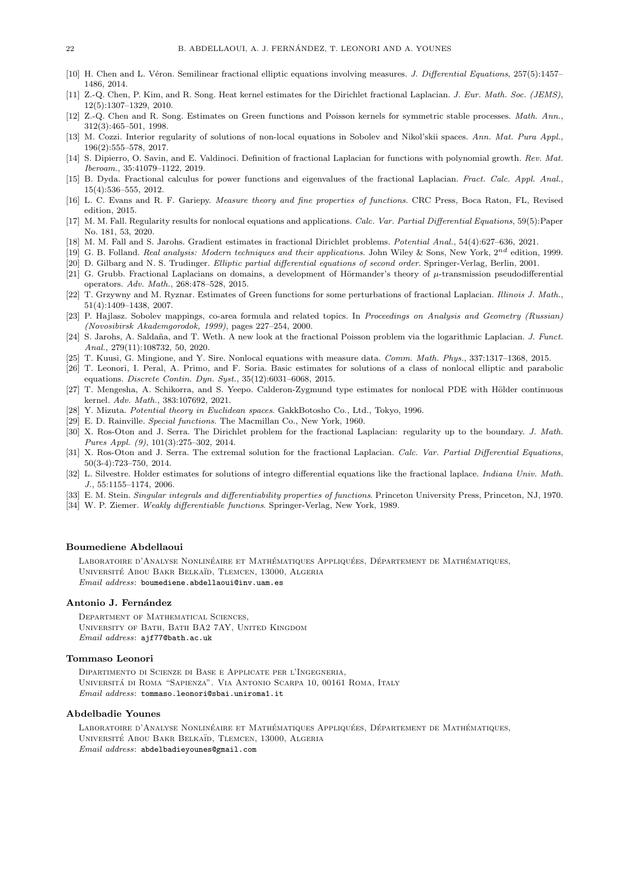[10] H. Chen and L. Véron. Semilinear fractional elliptic equations involving measures. *J. Differential Equations*, 257(5):1457–1486, 2014.

[11] Z.-Q. Chen, P. Kim, and R. Song. Heat kernel estimates for the Dirichlet fractional Laplacian. *J. Eur. Math. Soc. (JEMS)*, 12(5):1307–1329, 2010.

[12] Z.-Q. Chen and R. Song. Estimates on Green functions and Poisson kernels for symmetric stable processes. *Math. Ann.*, 312(3):465–501, 1998.

[13] M. Cozzi. Interior regularity of solutions of non-local equations in Sobolev and Nikol'skii spaces. *Ann. Mat. Pura Appl.*, 196(2):555–578, 2017.

[14] S. Dipierro, O. Savin, and E. Valdinoci. Definition of fractional Laplacian for functions with polynomial growth. *Rev. Mat. Iberoam.*, 35:41079–1122, 2019.

[15] B. Dyda. Fractional calculus for power functions and eigenvalues of the fractional Laplacian. *Fract. Calc. Appl. Anal.*, 15(4):536–555, 2012.

[16] L. C. Evans and R. F. Gariepy. *Measure theory and fine properties of functions*. CRC Press, Boca Raton, FL, Revised edition, 2015.

[17] M. M. Fall. Regularity results for nonlocal equations and applications. *Calc. Var. Partial Differential Equations*, 59(5):Paper No. 181, 53, 2020.

[18] M. M. Fall and S. Jarohs. Gradient estimates in fractional Dirichlet problems. *Potential Anal.*, 54(4):627–636, 2021.

[19] G. B. Folland. *Real analysis: Modern techniques and their applications*. John Wiley & Sons, New York, $2^{nd}$ edition, 1999.

[20] D. Gilbarg and N. S. Trudinger. *Elliptic partial differential equations of second order*. Springer-Verlag, Berlin, 2001.

[21] G. Grubb. Fractional Laplacians on domains, a development of Hörmander's theory of $\mu$-transmission pseudodifferential operators. *Adv. Math.*, 268:478–528, 2015.

[22] T. Grzywny and M. Ryznar. Estimates of Green functions for some perturbations of fractional Laplacian. *Illinois J. Math.*, 51(4):1409–1438, 2007.

[23] P. Hajlasz. Sobolev mappings, co-area formula and related topics. In *Proceedings on Analysis and Geometry (Russian) (Novosibirsk Akademgorodok, 1999)*, pages 227–254, 2000.

[24] S. Jarohs, A. Saldaña, and T. Weth. A new look at the fractional Poisson problem via the logarithmic Laplacian. *J. Funct. Anal.*, 279(11):108732, 50, 2020.

[25] T. Kuusi, G. Mingione, and Y. Sire. Nonlocal equations with measure data. *Comm. Math. Phys.*, 337:1317–1368, 2015.

[26] T. Leonori, I. Peral, A. Primo, and F. Soria. Basic estimates for solutions of a class of nonlocal elliptic and parabolic equations. *Discrete Contin. Dyn. Syst.*, 35(12):6031–6068, 2015.

[27] T. Mengesha, A. Schikorra, and S. Yeepo. Calderon-Zygmund type estimates for nonlocal PDE with Hölder continuous kernel. *Adv. Math.*, 383:107692, 2021.

[28] Y. Mizuta. *Potential theory in Euclidean spaces*. GakkBotosho Co., Ltd., Tokyo, 1996.

[29] E. D. Rainville. *Special functions*. The Macmillan Co., New York, 1960.

[30] X. Ros-Oton and J. Serra. The Dirichlet problem for the fractional Laplacian: regularity up to the boundary. *J. Math. Pures Appl. (9)*, 101(3):275–302, 2014.

[31] X. Ros-Oton and J. Serra. The extremal solution for the fractional Laplacian. *Calc. Var. Partial Differential Equations*, 50(3-4):723–750, 2014.

[32] L. Silvestre. Holder estimates for solutions of integro differential equations like the fractional laplace. *Indiana Univ. Math. J.*, 55:1155–1174, 2006.

[33] E. M. Stein. *Singular integrals and differentiability properties of functions*. Princeton University Press, Princeton, NJ, 1970.

[34] W. P. Ziemer. *Weakly differentiable functions*. Springer-Verlag, New York, 1989.

**Boumediene Abdellaoui**

Laboratoire d'Analyse Nonlinéaire et Mathématiques Appliquées, Département de Mathématiques,
Université Abou Bakr Belkaïd, Tlemcen, 13000, Algeria
*Email address*: boumediene.abdellaoui@inv.uam.es

**Antonio J. Fernández**

Department of Mathematical Sciences,
University of Bath, Bath BA2 7AY, United Kingdom
*Email address*: ajf77@bath.ac.uk

**Tommaso Leonori**

Dipartimento di Scienze di Base e Applicate per l'Ingegneria,
Universitá di Roma "Sapienza". Via Antonio Scarpa 10, 00161 Roma, Italy
*Email address*: tommaso.leonori@sbai.uniroma1.it

**Abdelbadie Younes**

Laboratoire d'Analyse Nonlinéaire et Mathématiques Appliquées, Département de Mathématiques,
Université Abou Bakr Belkaïd, Tlemcen, 13000, Algeria
*Email address*: abdelbadieyounes@gmail.com